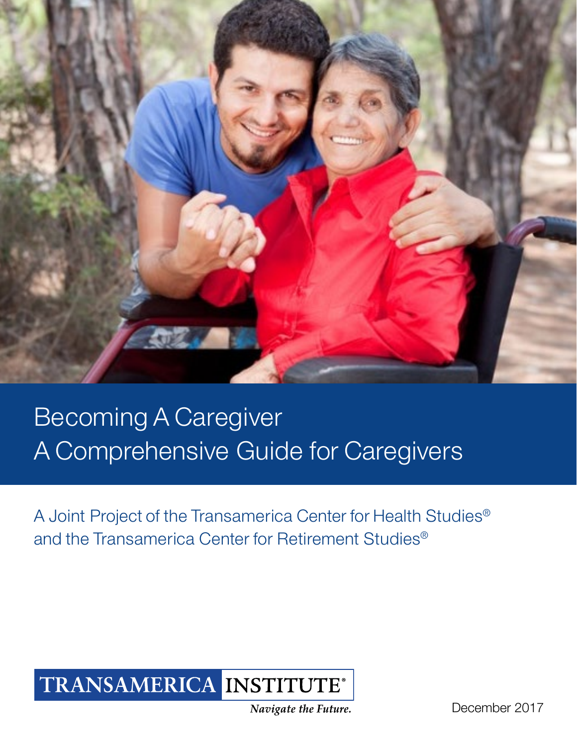# Becoming A Caregiver
# A Comprehensive Guide for Caregivers

A Joint Project of the Transamerica Center for Health Studies® and the Transamerica Center for Retirement Studies®

TRANSAMERICA INSTITUTE®

*Navigate the Future.*

December 2017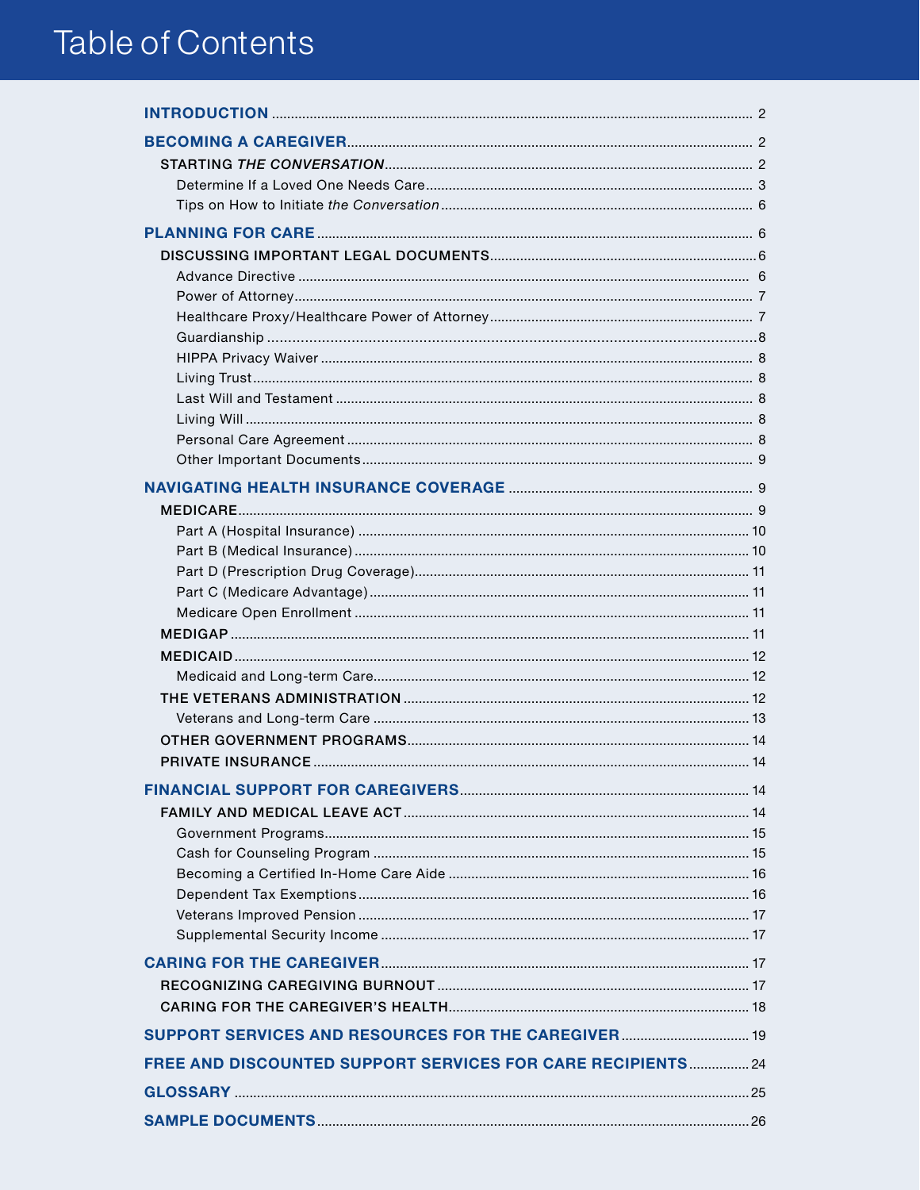# Table of Contents

**INTRODUCTION** .......... 2

**BECOMING A CAREGIVER** .......... 2

- **STARTING *THE CONVERSATION*** .......... 2
  - Determine If a Loved One Needs Care .......... 3
  - Tips on How to Initiate *the Conversation* .......... 6

**PLANNING FOR CARE** .......... 6

- **DISCUSSING IMPORTANT LEGAL DOCUMENTS** .......... 6
  - Advance Directive .......... 6
  - Power of Attorney .......... 7
  - Healthcare Proxy/Healthcare Power of Attorney .......... 7
  - Guardianship .......... 8
  - HIPPA Privacy Waiver .......... 8
  - Living Trust .......... 8
  - Last Will and Testament .......... 8
  - Living Will .......... 8
  - Personal Care Agreement .......... 8
  - Other Important Documents .......... 9

**NAVIGATING HEALTH INSURANCE COVERAGE** .......... 9

- **MEDICARE** .......... 9
  - Part A (Hospital Insurance) .......... 10
  - Part B (Medical Insurance) .......... 10
  - Part D (Prescription Drug Coverage) .......... 11
  - Part C (Medicare Advantage) .......... 11
  - Medicare Open Enrollment .......... 11
- **MEDIGAP** .......... 11
- **MEDICAID** .......... 12
  - Medicaid and Long-term Care .......... 12
- **THE VETERANS ADMINISTRATION** .......... 12
  - Veterans and Long-term Care .......... 13
- **OTHER GOVERNMENT PROGRAMS** .......... 14
- **PRIVATE INSURANCE** .......... 14

**FINANCIAL SUPPORT FOR CAREGIVERS** .......... 14

- **FAMILY AND MEDICAL LEAVE ACT** .......... 14
  - Government Programs .......... 15
  - Cash for Counseling Program .......... 15
  - Becoming a Certified In-Home Care Aide .......... 16
  - Dependent Tax Exemptions .......... 16
  - Veterans Improved Pension .......... 17
  - Supplemental Security Income .......... 17

**CARING FOR THE CAREGIVER** .......... 17

- **RECOGNIZING CAREGIVING BURNOUT** .......... 17
- **CARING FOR THE CAREGIVER'S HEALTH** .......... 18

**SUPPORT SERVICES AND RESOURCES FOR THE CAREGIVER** .......... 19

**FREE AND DISCOUNTED SUPPORT SERVICES FOR CARE RECIPIENTS** .......... 24

**GLOSSARY** .......... 25

**SAMPLE DOCUMENTS** .......... 26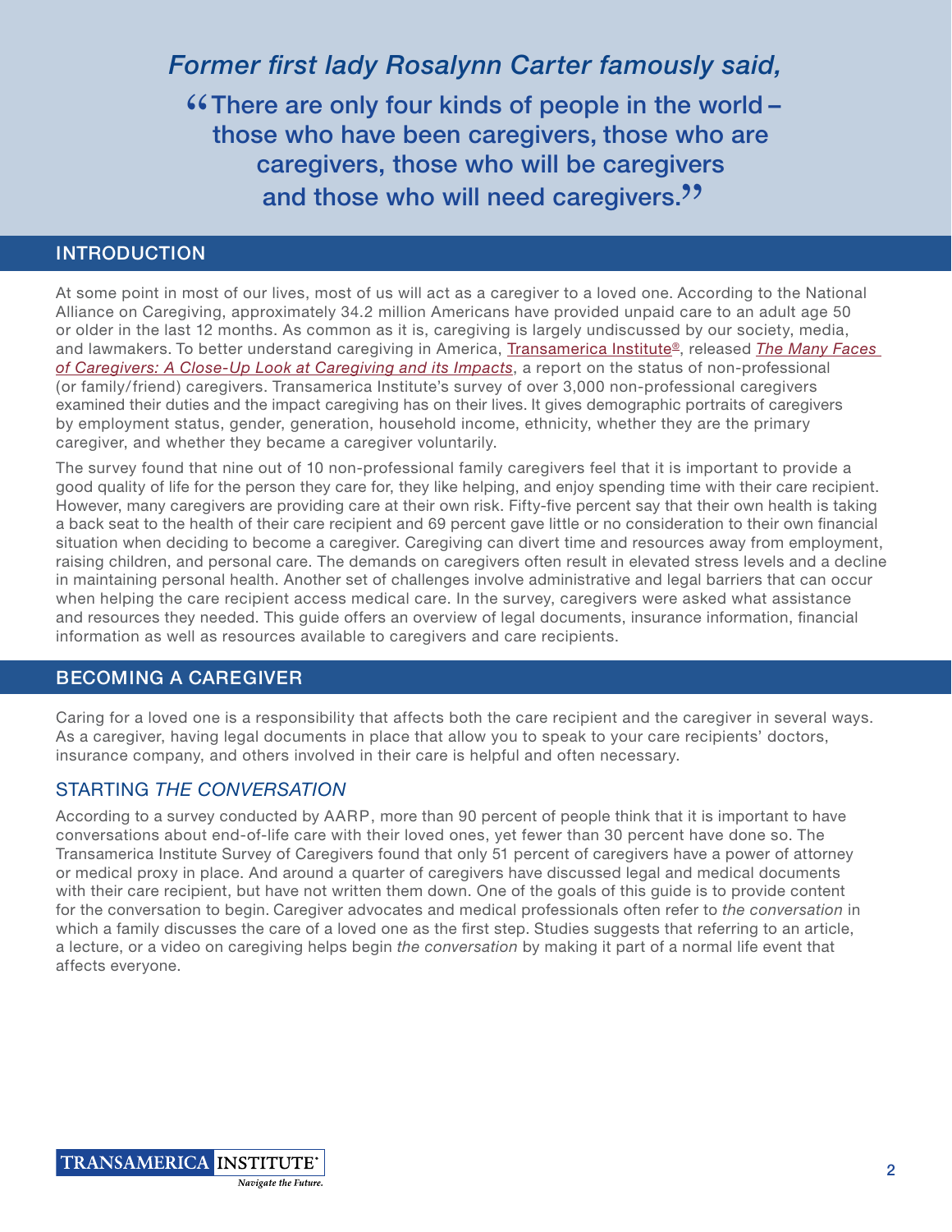*Former first lady Rosalynn Carter famously said,*

"There are only four kinds of people in the world – those who have been caregivers, those who are caregivers, those who will be caregivers and those who will need caregivers."

## INTRODUCTION

At some point in most of our lives, most of us will act as a caregiver to a loved one. According to the National Alliance on Caregiving, approximately 34.2 million Americans have provided unpaid care to an adult age 50 or older in the last 12 months. As common as it is, caregiving is largely undiscussed by our society, media, and lawmakers. To better understand caregiving in America, Transamerica Institute®, released *The Many Faces of Caregivers: A Close-Up Look at Caregiving and its Impacts*, a report on the status of non-professional (or family/friend) caregivers. Transamerica Institute's survey of over 3,000 non-professional caregivers examined their duties and the impact caregiving has on their lives. It gives demographic portraits of caregivers by employment status, gender, generation, household income, ethnicity, whether they are the primary caregiver, and whether they became a caregiver voluntarily.

The survey found that nine out of 10 non-professional family caregivers feel that it is important to provide a good quality of life for the person they care for, they like helping, and enjoy spending time with their care recipient. However, many caregivers are providing care at their own risk. Fifty-five percent say that their own health is taking a back seat to the health of their care recipient and 69 percent gave little or no consideration to their own financial situation when deciding to become a caregiver. Caregiving can divert time and resources away from employment, raising children, and personal care. The demands on caregivers often result in elevated stress levels and a decline in maintaining personal health. Another set of challenges involve administrative and legal barriers that can occur when helping the care recipient access medical care. In the survey, caregivers were asked what assistance and resources they needed. This guide offers an overview of legal documents, insurance information, financial information as well as resources available to caregivers and care recipients.

## BECOMING A CAREGIVER

Caring for a loved one is a responsibility that affects both the care recipient and the caregiver in several ways. As a caregiver, having legal documents in place that allow you to speak to your care recipients' doctors, insurance company, and others involved in their care is helpful and often necessary.

### STARTING *THE CONVERSATION*

According to a survey conducted by AARP, more than 90 percent of people think that it is important to have conversations about end-of-life care with their loved ones, yet fewer than 30 percent have done so. The Transamerica Institute Survey of Caregivers found that only 51 percent of caregivers have a power of attorney or medical proxy in place. And around a quarter of caregivers have discussed legal and medical documents with their care recipient, but have not written them down. One of the goals of this guide is to provide content for the conversation to begin. Caregiver advocates and medical professionals often refer to *the conversation* in which a family discusses the care of a loved one as the first step. Studies suggests that referring to an article, a lecture, or a video on caregiving helps begin *the conversation* by making it part of a normal life event that affects everyone.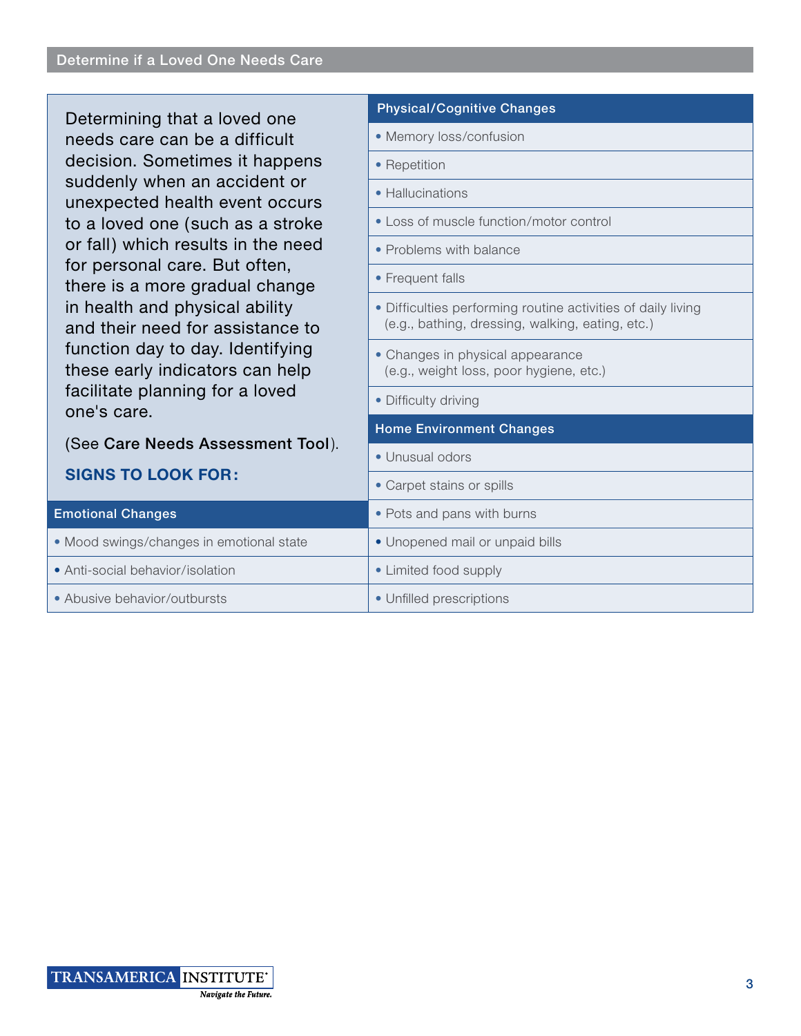## Determine if a Loved One Needs Care

Determining that a loved one needs care can be a difficult decision. Sometimes it happens suddenly when an accident or unexpected health event occurs to a loved one (such as a stroke or fall) which results in the need for personal care. But often, there is a more gradual change in health and physical ability and their need for assistance to function day to day. Identifying these early indicators can help facilitate planning for a loved one's care.

(See **Care Needs Assessment Tool**).

### SIGNS TO LOOK FOR:

| Emotional Changes |
|---|
| • Mood swings/changes in emotional state |
| • Anti-social behavior/isolation |
| • Abusive behavior/outbursts |

| Physical/Cognitive Changes |
|---|
| • Memory loss/confusion |
| • Repetition |
| • Hallucinations |
| • Loss of muscle function/motor control |
| • Problems with balance |
| • Frequent falls |
| • Difficulties performing routine activities of daily living (e.g., bathing, dressing, walking, eating, etc.) |
| • Changes in physical appearance (e.g., weight loss, poor hygiene, etc.) |
| • Difficulty driving |

| Home Environment Changes |
|---|
| • Unusual odors |
| • Carpet stains or spills |
| • Pots and pans with burns |
| • Unopened mail or unpaid bills |
| • Limited food supply |
| • Unfilled prescriptions |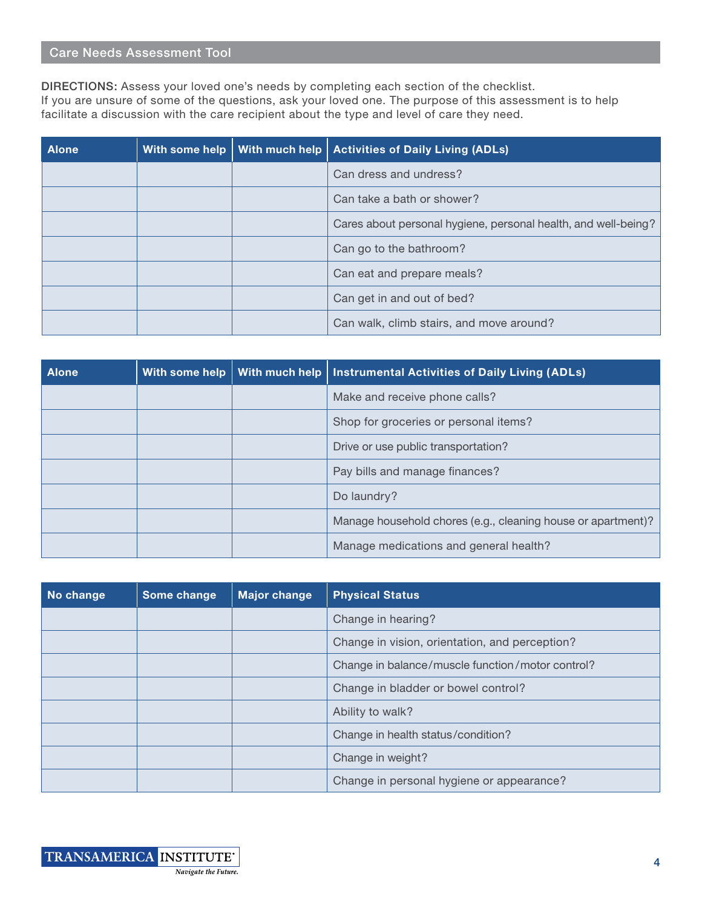## Care Needs Assessment Tool

**DIRECTIONS:** Assess your loved one's needs by completing each section of the checklist. If you are unsure of some of the questions, ask your loved one. The purpose of this assessment is to help facilitate a discussion with the care recipient about the type and level of care they need.

| Alone | With some help | With much help | Activities of Daily Living (ADLs) |
|---|---|---|---|
| | | | Can dress and undress? |
| | | | Can take a bath or shower? |
| | | | Cares about personal hygiene, personal health, and well-being? |
| | | | Can go to the bathroom? |
| | | | Can eat and prepare meals? |
| | | | Can get in and out of bed? |
| | | | Can walk, climb stairs, and move around? |

| Alone | With some help | With much help | Instrumental Activities of Daily Living (ADLs) |
|---|---|---|---|
| | | | Make and receive phone calls? |
| | | | Shop for groceries or personal items? |
| | | | Drive or use public transportation? |
| | | | Pay bills and manage finances? |
| | | | Do laundry? |
| | | | Manage household chores (e.g., cleaning house or apartment)? |
| | | | Manage medications and general health? |

| No change | Some change | Major change | Physical Status |
|---|---|---|---|
| | | | Change in hearing? |
| | | | Change in vision, orientation, and perception? |
| | | | Change in balance/muscle function/motor control? |
| | | | Change in bladder or bowel control? |
| | | | Ability to walk? |
| | | | Change in health status/condition? |
| | | | Change in weight? |
| | | | Change in personal hygiene or appearance? |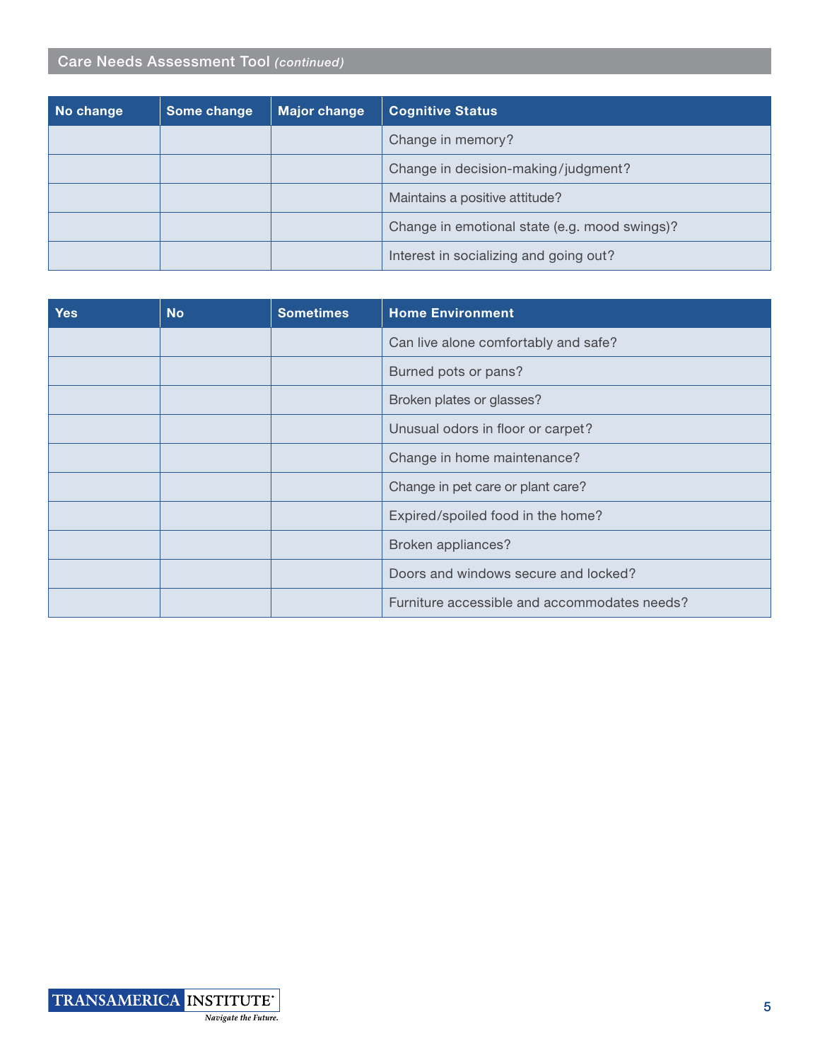## Care Needs Assessment Tool *(continued)*

| No change | Some change | Major change | Cognitive Status |
|---|---|---|---|
| | | | Change in memory? |
| | | | Change in decision-making/judgment? |
| | | | Maintains a positive attitude? |
| | | | Change in emotional state (e.g. mood swings)? |
| | | | Interest in socializing and going out? |

| Yes | No | Sometimes | Home Environment |
|---|---|---|---|
| | | | Can live alone comfortably and safe? |
| | | | Burned pots or pans? |
| | | | Broken plates or glasses? |
| | | | Unusual odors in floor or carpet? |
| | | | Change in home maintenance? |
| | | | Change in pet care or plant care? |
| | | | Expired/spoiled food in the home? |
| | | | Broken appliances? |
| | | | Doors and windows secure and locked? |
| | | | Furniture accessible and accommodates needs? |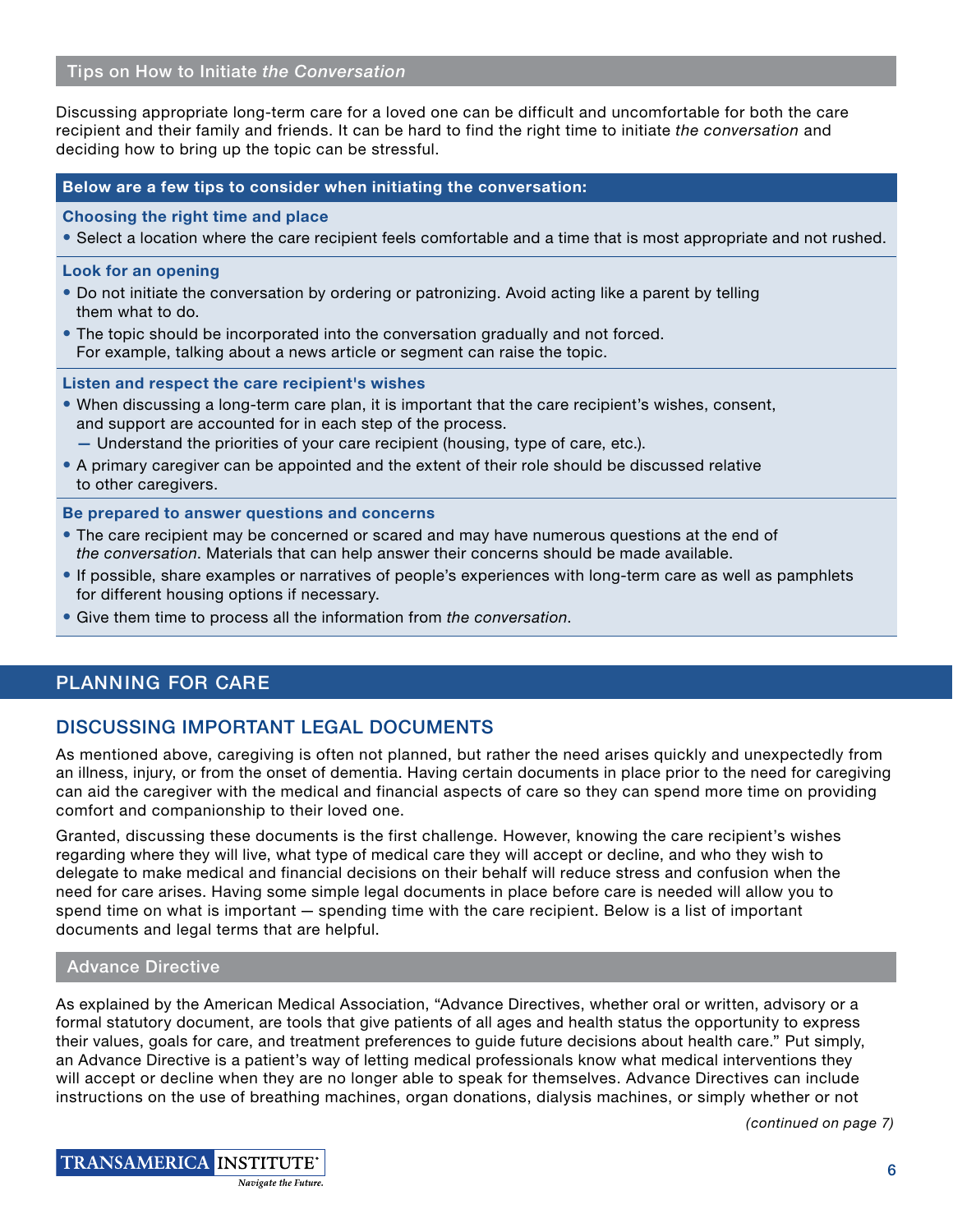## Tips on How to Initiate *the Conversation*

Discussing appropriate long-term care for a loved one can be difficult and uncomfortable for both the care recipient and their family and friends. It can be hard to find the right time to initiate *the conversation* and deciding how to bring up the topic can be stressful.

**Below are a few tips to consider when initiating the conversation:**

**Choosing the right time and place**

- Select a location where the care recipient feels comfortable and a time that is most appropriate and not rushed.

**Look for an opening**

- Do not initiate the conversation by ordering or patronizing. Avoid acting like a parent by telling them what to do.
- The topic should be incorporated into the conversation gradually and not forced. For example, talking about a news article or segment can raise the topic.

**Listen and respect the care recipient's wishes**

- When discussing a long-term care plan, it is important that the care recipient's wishes, consent, and support are accounted for in each step of the process.
  - Understand the priorities of your care recipient (housing, type of care, etc.).
- A primary caregiver can be appointed and the extent of their role should be discussed relative to other caregivers.

**Be prepared to answer questions and concerns**

- The care recipient may be concerned or scared and may have numerous questions at the end of *the conversation*. Materials that can help answer their concerns should be made available.
- If possible, share examples or narratives of people's experiences with long-term care as well as pamphlets for different housing options if necessary.
- Give them time to process all the information from *the conversation*.

# PLANNING FOR CARE

## DISCUSSING IMPORTANT LEGAL DOCUMENTS

As mentioned above, caregiving is often not planned, but rather the need arises quickly and unexpectedly from an illness, injury, or from the onset of dementia. Having certain documents in place prior to the need for caregiving can aid the caregiver with the medical and financial aspects of care so they can spend more time on providing comfort and companionship to their loved one.

Granted, discussing these documents is the first challenge. However, knowing the care recipient's wishes regarding where they will live, what type of medical care they will accept or decline, and who they wish to delegate to make medical and financial decisions on their behalf will reduce stress and confusion when the need for care arises. Having some simple legal documents in place before care is needed will allow you to spend time on what is important — spending time with the care recipient. Below is a list of important documents and legal terms that are helpful.

### Advance Directive

As explained by the American Medical Association, "Advance Directives, whether oral or written, advisory or a formal statutory document, are tools that give patients of all ages and health status the opportunity to express their values, goals for care, and treatment preferences to guide future decisions about health care." Put simply, an Advance Directive is a patient's way of letting medical professionals know what medical interventions they will accept or decline when they are no longer able to speak for themselves. Advance Directives can include instructions on the use of breathing machines, organ donations, dialysis machines, or simply whether or not

*(continued on page 7)*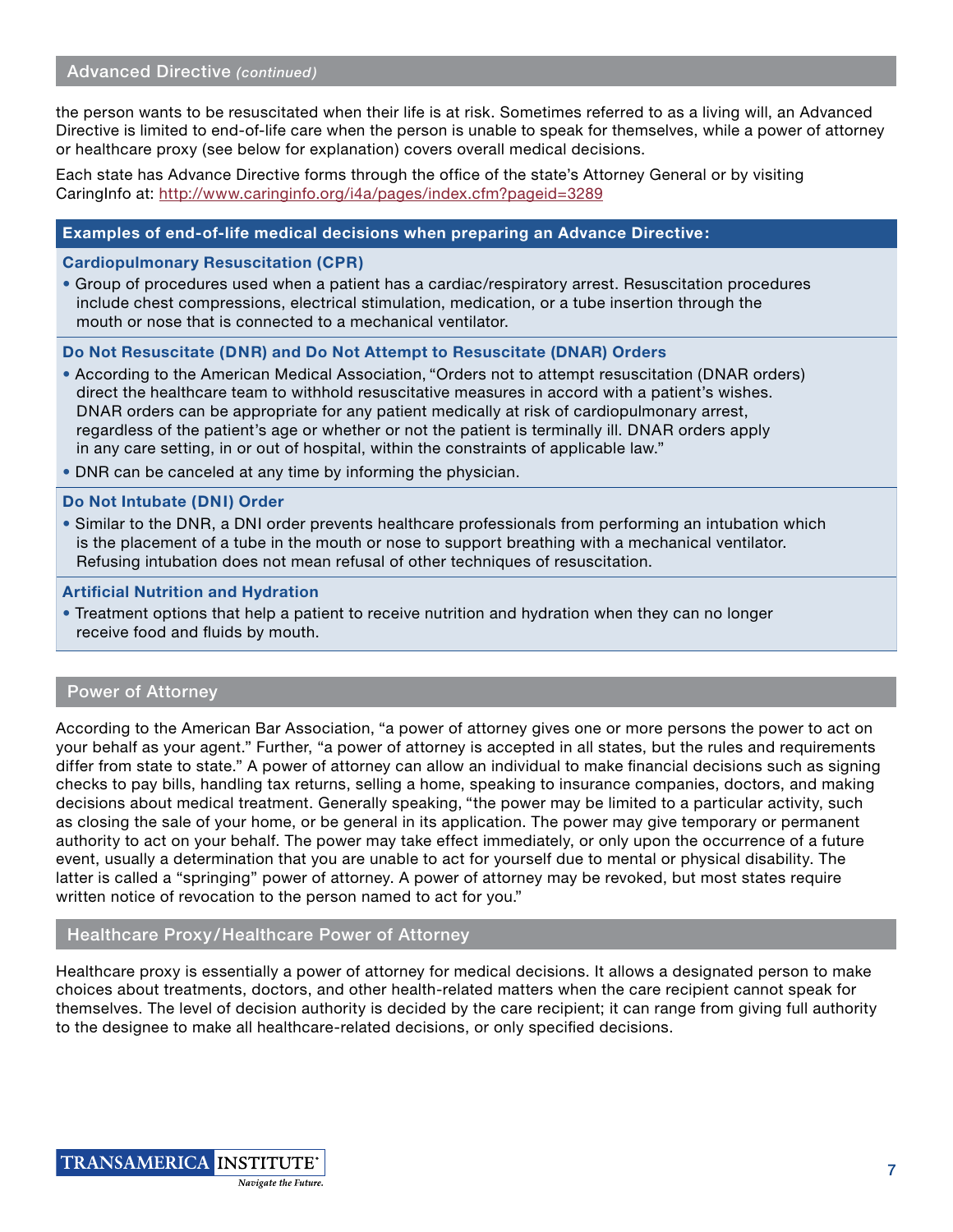## Advanced Directive *(continued)*

the person wants to be resuscitated when their life is at risk. Sometimes referred to as a living will, an Advanced Directive is limited to end-of-life care when the person is unable to speak for themselves, while a power of attorney or healthcare proxy (see below for explanation) covers overall medical decisions.

Each state has Advance Directive forms through the office of the state's Attorney General or by visiting CaringInfo at: http://www.caringinfo.org/i4a/pages/index.cfm?pageid=3289

### Examples of end-of-life medical decisions when preparing an Advance Directive:

**Cardiopulmonary Resuscitation (CPR)**

- Group of procedures used when a patient has a cardiac/respiratory arrest. Resuscitation procedures include chest compressions, electrical stimulation, medication, or a tube insertion through the mouth or nose that is connected to a mechanical ventilator.

**Do Not Resuscitate (DNR) and Do Not Attempt to Resuscitate (DNAR) Orders**

- According to the American Medical Association, "Orders not to attempt resuscitation (DNAR orders) direct the healthcare team to withhold resuscitative measures in accord with a patient's wishes. DNAR orders can be appropriate for any patient medically at risk of cardiopulmonary arrest, regardless of the patient's age or whether or not the patient is terminally ill. DNAR orders apply in any care setting, in or out of hospital, within the constraints of applicable law."
- DNR can be canceled at any time by informing the physician.

**Do Not Intubate (DNI) Order**

- Similar to the DNR, a DNI order prevents healthcare professionals from performing an intubation which is the placement of a tube in the mouth or nose to support breathing with a mechanical ventilator. Refusing intubation does not mean refusal of other techniques of resuscitation.

**Artificial Nutrition and Hydration**

- Treatment options that help a patient to receive nutrition and hydration when they can no longer receive food and fluids by mouth.

## Power of Attorney

According to the American Bar Association, "a power of attorney gives one or more persons the power to act on your behalf as your agent." Further, "a power of attorney is accepted in all states, but the rules and requirements differ from state to state." A power of attorney can allow an individual to make financial decisions such as signing checks to pay bills, handling tax returns, selling a home, speaking to insurance companies, doctors, and making decisions about medical treatment. Generally speaking, "the power may be limited to a particular activity, such as closing the sale of your home, or be general in its application. The power may give temporary or permanent authority to act on your behalf. The power may take effect immediately, or only upon the occurrence of a future event, usually a determination that you are unable to act for yourself due to mental or physical disability. The latter is called a "springing" power of attorney. A power of attorney may be revoked, but most states require written notice of revocation to the person named to act for you."

## Healthcare Proxy/Healthcare Power of Attorney

Healthcare proxy is essentially a power of attorney for medical decisions. It allows a designated person to make choices about treatments, doctors, and other health-related matters when the care recipient cannot speak for themselves. The level of decision authority is decided by the care recipient; it can range from giving full authority to the designee to make all healthcare-related decisions, or only specified decisions.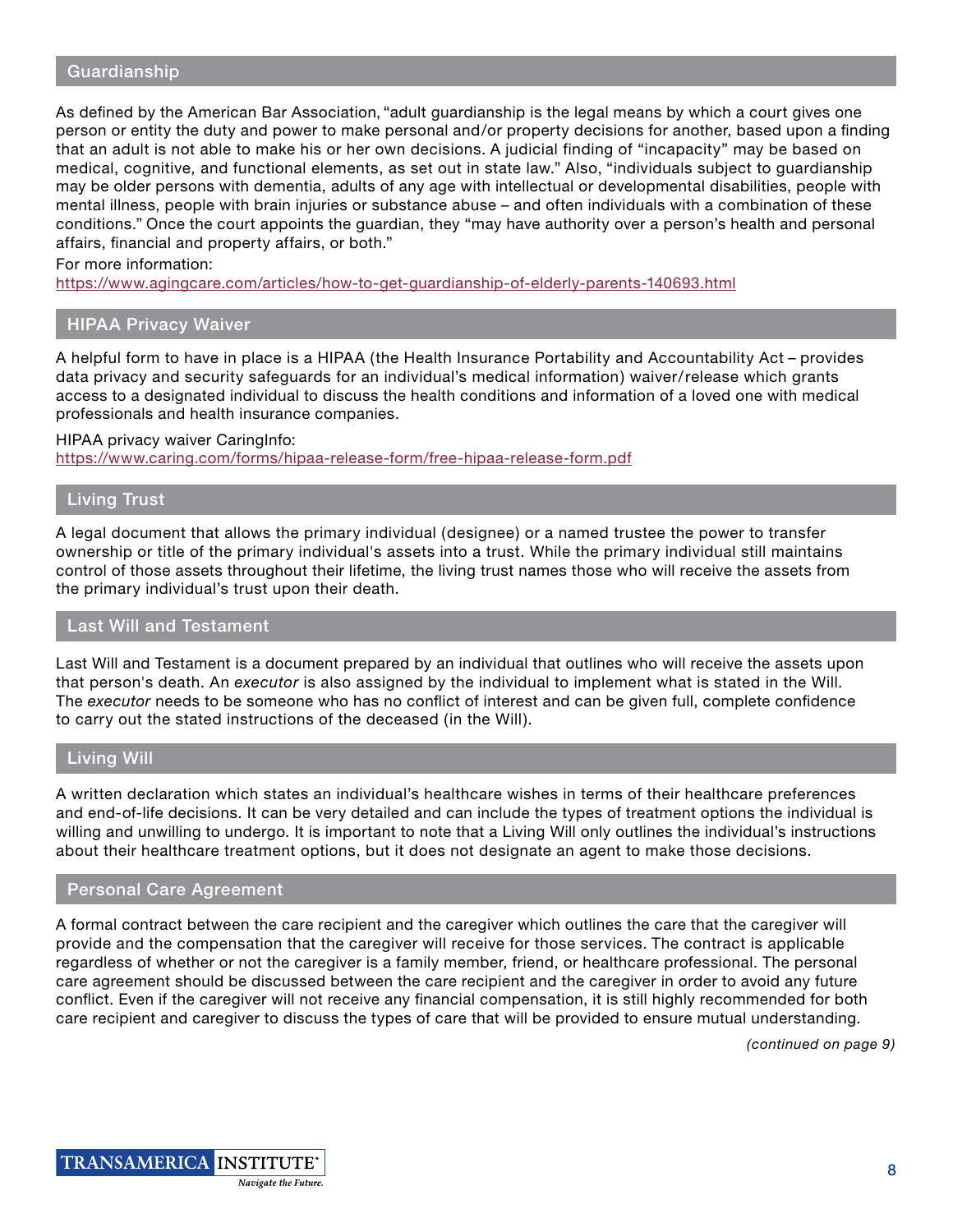## Guardianship

As defined by the American Bar Association, "adult guardianship is the legal means by which a court gives one person or entity the duty and power to make personal and/or property decisions for another, based upon a finding that an adult is not able to make his or her own decisions. A judicial finding of "incapacity" may be based on medical, cognitive, and functional elements, as set out in state law." Also, "individuals subject to guardianship may be older persons with dementia, adults of any age with intellectual or developmental disabilities, people with mental illness, people with brain injuries or substance abuse – and often individuals with a combination of these conditions." Once the court appoints the guardian, they "may have authority over a person's health and personal affairs, financial and property affairs, or both."

For more information:
https://www.agingcare.com/articles/how-to-get-guardianship-of-elderly-parents-140693.html

## HIPAA Privacy Waiver

A helpful form to have in place is a HIPAA (the Health Insurance Portability and Accountability Act – provides data privacy and security safeguards for an individual's medical information) waiver/release which grants access to a designated individual to discuss the health conditions and information of a loved one with medical professionals and health insurance companies.

HIPAA privacy waiver CaringInfo:
https://www.caring.com/forms/hipaa-release-form/free-hipaa-release-form.pdf

## Living Trust

A legal document that allows the primary individual (designee) or a named trustee the power to transfer ownership or title of the primary individual's assets into a trust. While the primary individual still maintains control of those assets throughout their lifetime, the living trust names those who will receive the assets from the primary individual's trust upon their death.

## Last Will and Testament

Last Will and Testament is a document prepared by an individual that outlines who will receive the assets upon that person's death. An *executor* is also assigned by the individual to implement what is stated in the Will. The *executor* needs to be someone who has no conflict of interest and can be given full, complete confidence to carry out the stated instructions of the deceased (in the Will).

## Living Will

A written declaration which states an individual's healthcare wishes in terms of their healthcare preferences and end-of-life decisions. It can be very detailed and can include the types of treatment options the individual is willing and unwilling to undergo. It is important to note that a Living Will only outlines the individual's instructions about their healthcare treatment options, but it does not designate an agent to make those decisions.

## Personal Care Agreement

A formal contract between the care recipient and the caregiver which outlines the care that the caregiver will provide and the compensation that the caregiver will receive for those services. The contract is applicable regardless of whether or not the caregiver is a family member, friend, or healthcare professional. The personal care agreement should be discussed between the care recipient and the caregiver in order to avoid any future conflict. Even if the caregiver will not receive any financial compensation, it is still highly recommended for both care recipient and caregiver to discuss the types of care that will be provided to ensure mutual understanding.

*(continued on page 9)*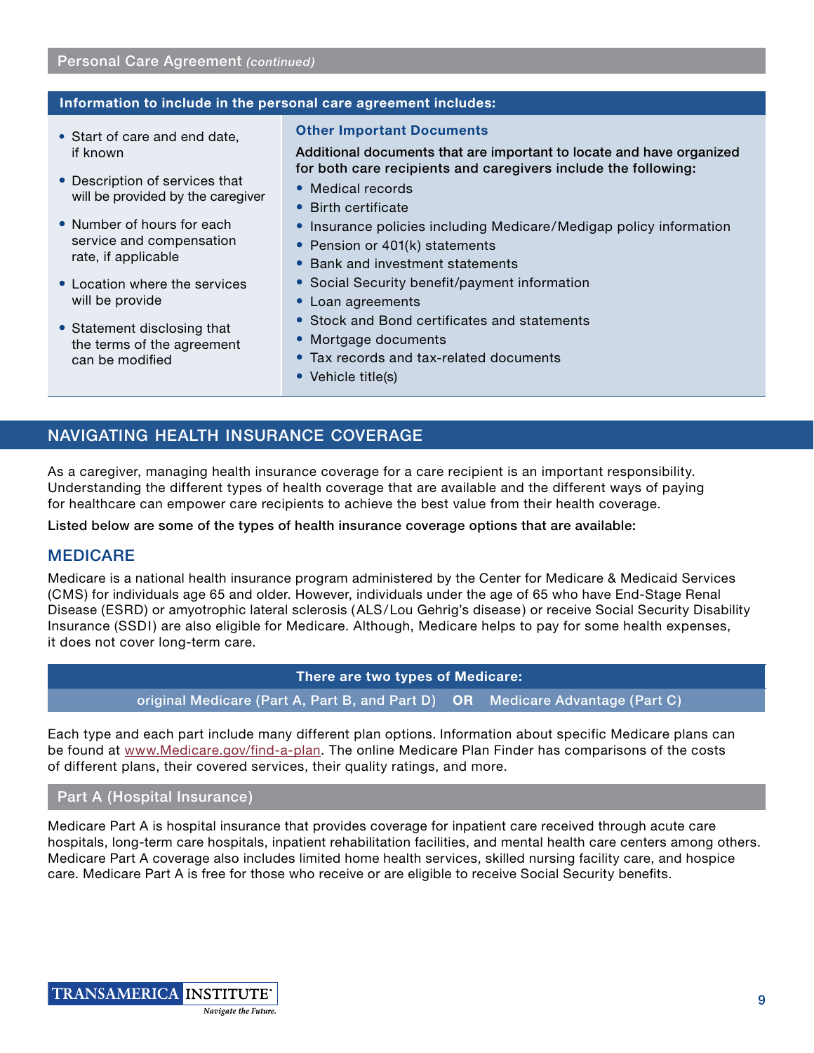## Personal Care Agreement *(continued)*

**Information to include in the personal care agreement includes:**

- Start of care and end date, if known
- Description of services that will be provided by the caregiver
- Number of hours for each service and compensation rate, if applicable
- Location where the services will be provide
- Statement disclosing that the terms of the agreement can be modified

### Other Important Documents

**Additional documents that are important to locate and have organized for both care recipients and caregivers include the following:**

- Medical records
- Birth certificate
- Insurance policies including Medicare/Medigap policy information
- Pension or 401(k) statements
- Bank and investment statements
- Social Security benefit/payment information
- Loan agreements
- Stock and Bond certificates and statements
- Mortgage documents
- Tax records and tax-related documents
- Vehicle title(s)

## NAVIGATING HEALTH INSURANCE COVERAGE

As a caregiver, managing health insurance coverage for a care recipient is an important responsibility. Understanding the different types of health coverage that are available and the different ways of paying for healthcare can empower care recipients to achieve the best value from their health coverage.

**Listed below are some of the types of health insurance coverage options that are available:**

### MEDICARE

Medicare is a national health insurance program administered by the Center for Medicare & Medicaid Services (CMS) for individuals age 65 and older. However, individuals under the age of 65 who have End-Stage Renal Disease (ESRD) or amyotrophic lateral sclerosis (ALS/Lou Gehrig's disease) or receive Social Security Disability Insurance (SSDI) are also eligible for Medicare. Although, Medicare helps to pay for some health expenses, it does not cover long-term care.

**There are two types of Medicare:**

original Medicare (Part A, Part B, and Part D) **OR** Medicare Advantage (Part C)

Each type and each part include many different plan options. Information about specific Medicare plans can be found at www.Medicare.gov/find-a-plan. The online Medicare Plan Finder has comparisons of the costs of different plans, their covered services, their quality ratings, and more.

#### Part A (Hospital Insurance)

Medicare Part A is hospital insurance that provides coverage for inpatient care received through acute care hospitals, long-term care hospitals, inpatient rehabilitation facilities, and mental health care centers among others. Medicare Part A coverage also includes limited home health services, skilled nursing facility care, and hospice care. Medicare Part A is free for those who receive or are eligible to receive Social Security benefits.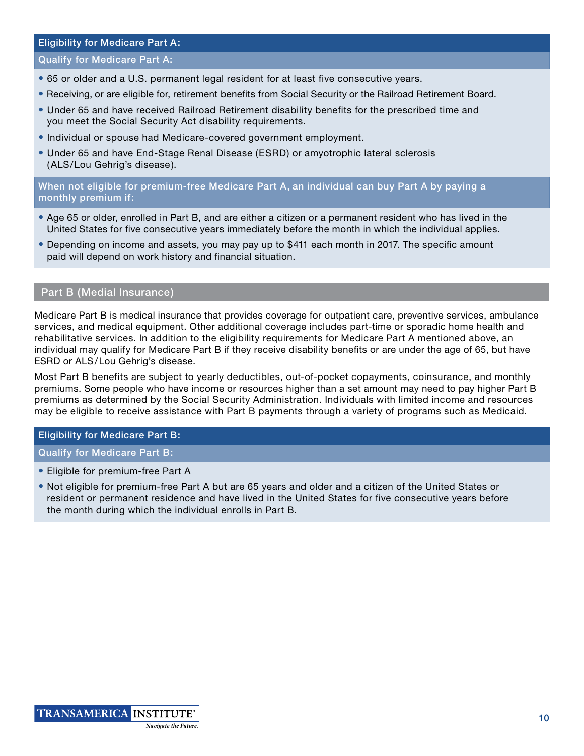### Eligibility for Medicare Part A:

#### Qualify for Medicare Part A:

- 65 or older and a U.S. permanent legal resident for at least five consecutive years.
- Receiving, or are eligible for, retirement benefits from Social Security or the Railroad Retirement Board.
- Under 65 and have received Railroad Retirement disability benefits for the prescribed time and you meet the Social Security Act disability requirements.
- Individual or spouse had Medicare-covered government employment.
- Under 65 and have End-Stage Renal Disease (ESRD) or amyotrophic lateral sclerosis (ALS/Lou Gehrig's disease).

#### When not eligible for premium-free Medicare Part A, an individual can buy Part A by paying a monthly premium if:

- Age 65 or older, enrolled in Part B, and are either a citizen or a permanent resident who has lived in the United States for five consecutive years immediately before the month in which the individual applies.
- Depending on income and assets, you may pay up to $411 each month in 2017. The specific amount paid will depend on work history and financial situation.

## Part B (Medial Insurance)

Medicare Part B is medical insurance that provides coverage for outpatient care, preventive services, ambulance services, and medical equipment. Other additional coverage includes part-time or sporadic home health and rehabilitative services. In addition to the eligibility requirements for Medicare Part A mentioned above, an individual may qualify for Medicare Part B if they receive disability benefits or are under the age of 65, but have ESRD or ALS/Lou Gehrig's disease.

Most Part B benefits are subject to yearly deductibles, out-of-pocket copayments, coinsurance, and monthly premiums. Some people who have income or resources higher than a set amount may need to pay higher Part B premiums as determined by the Social Security Administration. Individuals with limited income and resources may be eligible to receive assistance with Part B payments through a variety of programs such as Medicaid.

### Eligibility for Medicare Part B:

#### Qualify for Medicare Part B:

- Eligible for premium-free Part A
- Not eligible for premium-free Part A but are 65 years and older and a citizen of the United States or resident or permanent residence and have lived in the United States for five consecutive years before the month during which the individual enrolls in Part B.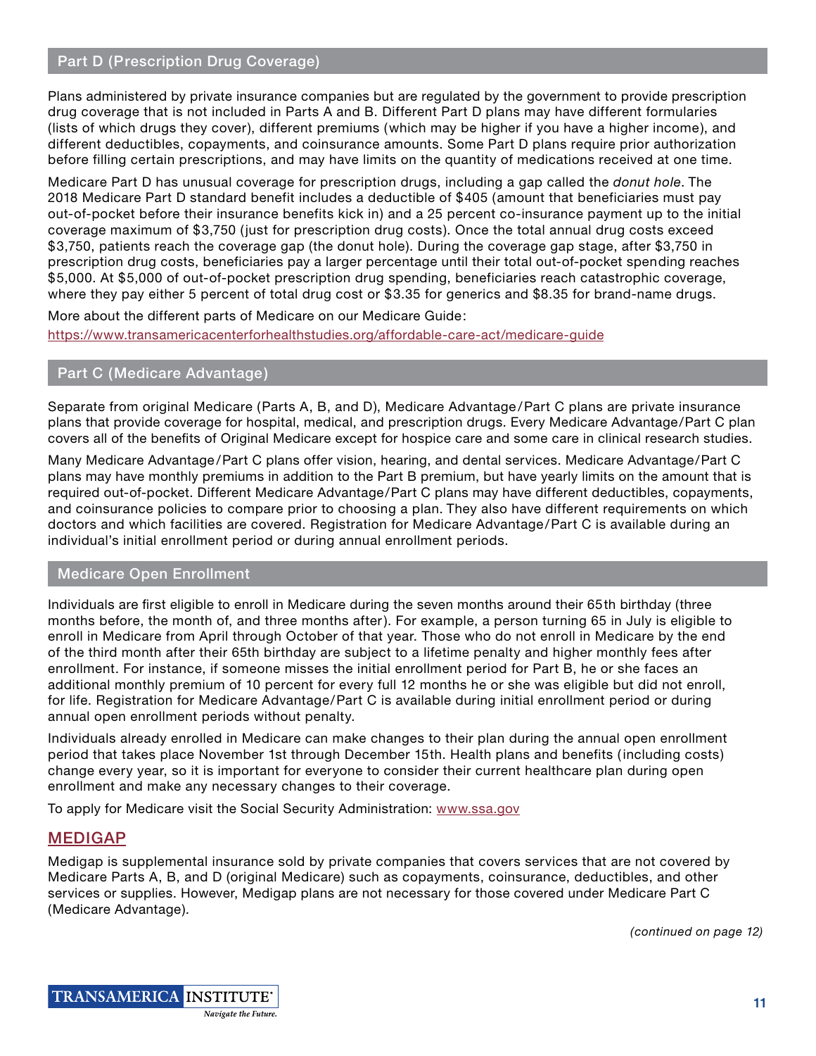## Part D (Prescription Drug Coverage)

Plans administered by private insurance companies but are regulated by the government to provide prescription drug coverage that is not included in Parts A and B. Different Part D plans may have different formularies (lists of which drugs they cover), different premiums (which may be higher if you have a higher income), and different deductibles, copayments, and coinsurance amounts. Some Part D plans require prior authorization before filling certain prescriptions, and may have limits on the quantity of medications received at one time.

Medicare Part D has unusual coverage for prescription drugs, including a gap called the *donut hole*. The 2018 Medicare Part D standard benefit includes a deductible of $405 (amount that beneficiaries must pay out-of-pocket before their insurance benefits kick in) and a 25 percent co-insurance payment up to the initial coverage maximum of $3,750 (just for prescription drug costs). Once the total annual drug costs exceed $3,750, patients reach the coverage gap (the donut hole). During the coverage gap stage, after $3,750 in prescription drug costs, beneficiaries pay a larger percentage until their total out-of-pocket spending reaches $5,000. At $5,000 of out-of-pocket prescription drug spending, beneficiaries reach catastrophic coverage, where they pay either 5 percent of total drug cost or $3.35 for generics and $8.35 for brand-name drugs.

More about the different parts of Medicare on our Medicare Guide:
https://www.transamericacenterforhealthstudies.org/affordable-care-act/medicare-guide

## Part C (Medicare Advantage)

Separate from original Medicare (Parts A, B, and D), Medicare Advantage/Part C plans are private insurance plans that provide coverage for hospital, medical, and prescription drugs. Every Medicare Advantage/Part C plan covers all of the benefits of Original Medicare except for hospice care and some care in clinical research studies.

Many Medicare Advantage/Part C plans offer vision, hearing, and dental services. Medicare Advantage/Part C plans may have monthly premiums in addition to the Part B premium, but have yearly limits on the amount that is required out-of-pocket. Different Medicare Advantage/Part C plans may have different deductibles, copayments, and coinsurance policies to compare prior to choosing a plan. They also have different requirements on which doctors and which facilities are covered. Registration for Medicare Advantage/Part C is available during an individual's initial enrollment period or during annual enrollment periods.

## Medicare Open Enrollment

Individuals are first eligible to enroll in Medicare during the seven months around their 65th birthday (three months before, the month of, and three months after). For example, a person turning 65 in July is eligible to enroll in Medicare from April through October of that year. Those who do not enroll in Medicare by the end of the third month after their 65th birthday are subject to a lifetime penalty and higher monthly fees after enrollment. For instance, if someone misses the initial enrollment period for Part B, he or she faces an additional monthly premium of 10 percent for every full 12 months he or she was eligible but did not enroll, for life. Registration for Medicare Advantage/Part C is available during initial enrollment period or during annual open enrollment periods without penalty.

Individuals already enrolled in Medicare can make changes to their plan during the annual open enrollment period that takes place November 1st through December 15th. Health plans and benefits (including costs) change every year, so it is important for everyone to consider their current healthcare plan during open enrollment and make any necessary changes to their coverage.

To apply for Medicare visit the Social Security Administration: www.ssa.gov

## MEDIGAP

Medigap is supplemental insurance sold by private companies that covers services that are not covered by Medicare Parts A, B, and D (original Medicare) such as copayments, coinsurance, deductibles, and other services or supplies. However, Medigap plans are not necessary for those covered under Medicare Part C (Medicare Advantage).

*(continued on page 12)*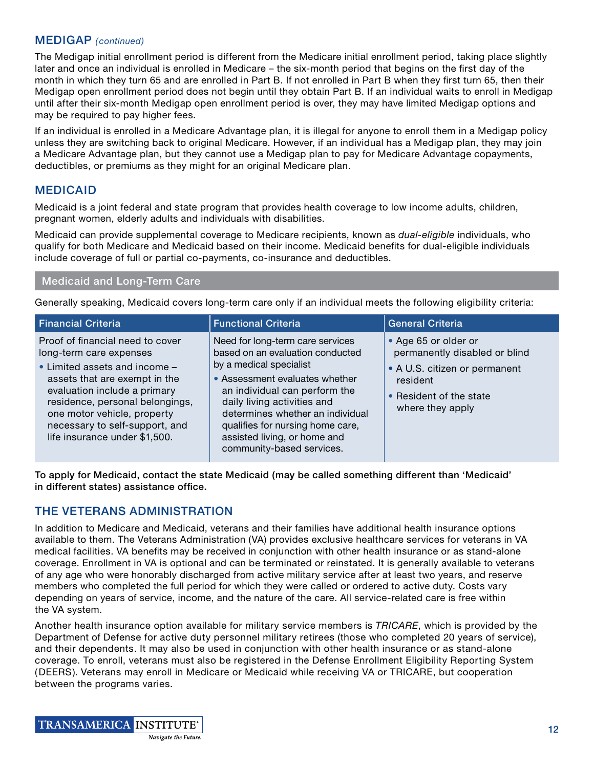## MEDIGAP *(continued)*

The Medigap initial enrollment period is different from the Medicare initial enrollment period, taking place slightly later and once an individual is enrolled in Medicare – the six-month period that begins on the first day of the month in which they turn 65 and are enrolled in Part B. If not enrolled in Part B when they first turn 65, then their Medigap open enrollment period does not begin until they obtain Part B. If an individual waits to enroll in Medigap until after their six-month Medigap open enrollment period is over, they may have limited Medigap options and may be required to pay higher fees.

If an individual is enrolled in a Medicare Advantage plan, it is illegal for anyone to enroll them in a Medigap policy unless they are switching back to original Medicare. However, if an individual has a Medigap plan, they may join a Medicare Advantage plan, but they cannot use a Medigap plan to pay for Medicare Advantage copayments, deductibles, or premiums as they might for an original Medicare plan.

## MEDICAID

Medicaid is a joint federal and state program that provides health coverage to low income adults, children, pregnant women, elderly adults and individuals with disabilities.

Medicaid can provide supplemental coverage to Medicare recipients, known as *dual-eligible* individuals, who qualify for both Medicare and Medicaid based on their income. Medicaid benefits for dual-eligible individuals include coverage of full or partial co-payments, co-insurance and deductibles.

### Medicaid and Long-Term Care

Generally speaking, Medicaid covers long-term care only if an individual meets the following eligibility criteria:

| Financial Criteria | Functional Criteria | General Criteria |
| --- | --- | --- |
| Proof of financial need to cover long-term care expenses<br>• Limited assets and income – assets that are exempt in the evaluation include a primary residence, personal belongings, one motor vehicle, property necessary to self-support, and life insurance under $1,500. | Need for long-term care services based on an evaluation conducted by a medical specialist<br>• Assessment evaluates whether an individual can perform the daily living activities and determines whether an individual qualifies for nursing home care, assisted living, or home and community-based services. | • Age 65 or older or permanently disabled or blind<br>• A U.S. citizen or permanent resident<br>• Resident of the state where they apply |

**To apply for Medicaid, contact the state Medicaid (may be called something different than 'Medicaid' in different states) assistance office.**

## THE VETERANS ADMINISTRATION

In addition to Medicare and Medicaid, veterans and their families have additional health insurance options available to them. The Veterans Administration (VA) provides exclusive healthcare services for veterans in VA medical facilities. VA benefits may be received in conjunction with other health insurance or as stand-alone coverage. Enrollment in VA is optional and can be terminated or reinstated. It is generally available to veterans of any age who were honorably discharged from active military service after at least two years, and reserve members who completed the full period for which they were called or ordered to active duty. Costs vary depending on years of service, income, and the nature of the care. All service-related care is free within the VA system.

Another health insurance option available for military service members is *TRICARE*, which is provided by the Department of Defense for active duty personnel military retirees (those who completed 20 years of service), and their dependents. It may also be used in conjunction with other health insurance or as stand-alone coverage. To enroll, veterans must also be registered in the Defense Enrollment Eligibility Reporting System (DEERS). Veterans may enroll in Medicare or Medicaid while receiving VA or TRICARE, but cooperation between the programs varies.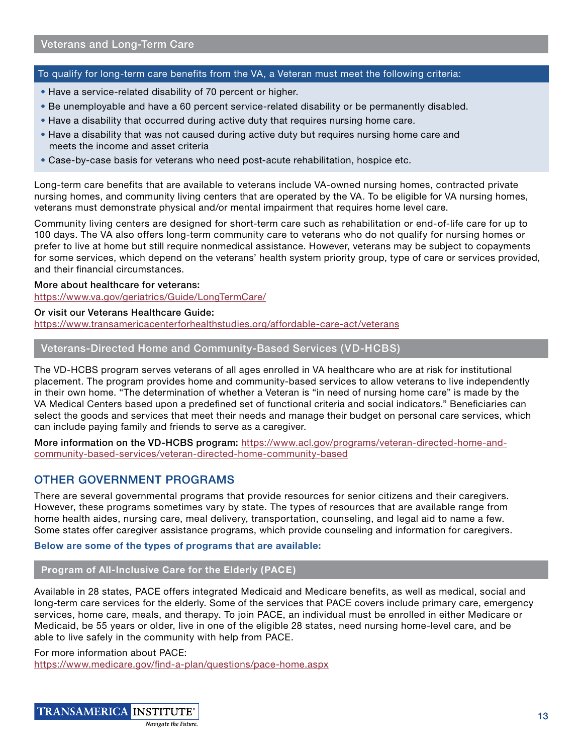## Veterans and Long-Term Care

**To qualify for long-term care benefits from the VA, a Veteran must meet the following criteria:**

- Have a service-related disability of 70 percent or higher.
- Be unemployable and have a 60 percent service-related disability or be permanently disabled.
- Have a disability that occurred during active duty that requires nursing home care.
- Have a disability that was not caused during active duty but requires nursing home care and meets the income and asset criteria
- Case-by-case basis for veterans who need post-acute rehabilitation, hospice etc.

Long-term care benefits that are available to veterans include VA-owned nursing homes, contracted private nursing homes, and community living centers that are operated by the VA. To be eligible for VA nursing homes, veterans must demonstrate physical and/or mental impairment that requires home level care.

Community living centers are designed for short-term care such as rehabilitation or end-of-life care for up to 100 days. The VA also offers long-term community care to veterans who do not qualify for nursing homes or prefer to live at home but still require nonmedical assistance. However, veterans may be subject to copayments for some services, which depend on the veterans' health system priority group, type of care or services provided, and their financial circumstances.

**More about healthcare for veterans:**
https://www.va.gov/geriatrics/Guide/LongTermCare/

**Or visit our Veterans Healthcare Guide:**
https://www.transamericacenterforhealthstudies.org/affordable-care-act/veterans

## Veterans-Directed Home and Community-Based Services (VD-HCBS)

The VD-HCBS program serves veterans of all ages enrolled in VA healthcare who are at risk for institutional placement. The program provides home and community-based services to allow veterans to live independently in their own home. "The determination of whether a Veteran is "in need of nursing home care" is made by the VA Medical Centers based upon a predefined set of functional criteria and social indicators." Beneficiaries can select the goods and services that meet their needs and manage their budget on personal care services, which can include paying family and friends to serve as a caregiver.

**More information on the VD-HCBS program:** https://www.acl.gov/programs/veteran-directed-home-and-community-based-services/veteran-directed-home-community-based

# OTHER GOVERNMENT PROGRAMS

There are several governmental programs that provide resources for senior citizens and their caregivers. However, these programs sometimes vary by state. The types of resources that are available range from home health aides, nursing care, meal delivery, transportation, counseling, and legal aid to name a few. Some states offer caregiver assistance programs, which provide counseling and information for caregivers.

**Below are some of the types of programs that are available:**

## Program of All-Inclusive Care for the Elderly (PACE)

Available in 28 states, PACE offers integrated Medicaid and Medicare benefits, as well as medical, social and long-term care services for the elderly. Some of the services that PACE covers include primary care, emergency services, home care, meals, and therapy. To join PACE, an individual must be enrolled in either Medicare or Medicaid, be 55 years or older, live in one of the eligible 28 states, need nursing home-level care, and be able to live safely in the community with help from PACE.

For more information about PACE:
https://www.medicare.gov/find-a-plan/questions/pace-home.aspx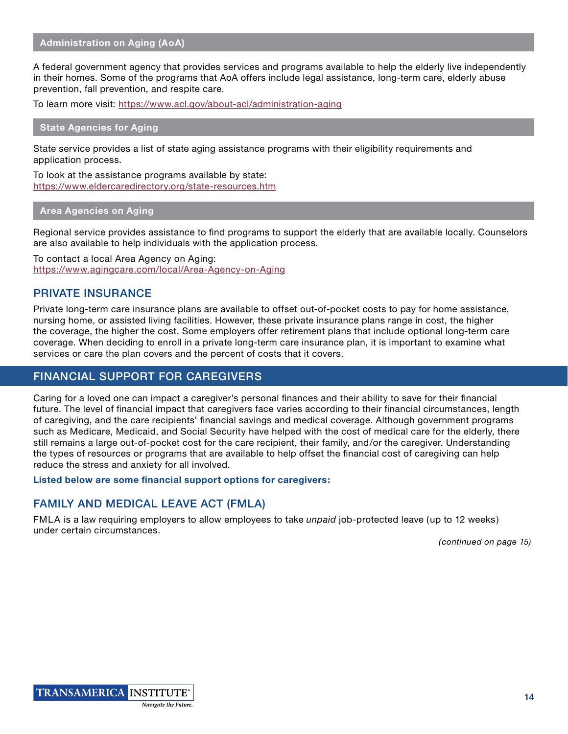### Administration on Aging (AoA)

A federal government agency that provides services and programs available to help the elderly live independently in their homes. Some of the programs that AoA offers include legal assistance, long-term care, elderly abuse prevention, fall prevention, and respite care.

To learn more visit: https://www.acl.gov/about-acl/administration-aging

### State Agencies for Aging

State service provides a list of state aging assistance programs with their eligibility requirements and application process.

To look at the assistance programs available by state:
https://www.eldercaredirectory.org/state-resources.htm

### Area Agencies on Aging

Regional service provides assistance to find programs to support the elderly that are available locally. Counselors are also available to help individuals with the application process.

To contact a local Area Agency on Aging:
https://www.agingcare.com/local/Area-Agency-on-Aging

## PRIVATE INSURANCE

Private long-term care insurance plans are available to offset out-of-pocket costs to pay for home assistance, nursing home, or assisted living facilities. However, these private insurance plans range in cost, the higher the coverage, the higher the cost. Some employers offer retirement plans that include optional long-term care coverage. When deciding to enroll in a private long-term care insurance plan, it is important to examine what services or care the plan covers and the percent of costs that it covers.

# FINANCIAL SUPPORT FOR CAREGIVERS

Caring for a loved one can impact a caregiver's personal finances and their ability to save for their financial future. The level of financial impact that caregivers face varies according to their financial circumstances, length of caregiving, and the care recipients' financial savings and medical coverage. Although government programs such as Medicare, Medicaid, and Social Security have helped with the cost of medical care for the elderly, there still remains a large out-of-pocket cost for the care recipient, their family, and/or the caregiver. Understanding the types of resources or programs that are available to help offset the financial cost of caregiving can help reduce the stress and anxiety for all involved.

**Listed below are some financial support options for caregivers:**

## FAMILY AND MEDICAL LEAVE ACT (FMLA)

FMLA is a law requiring employers to allow employees to take *unpaid* job-protected leave (up to 12 weeks) under certain circumstances.

*(continued on page 15)*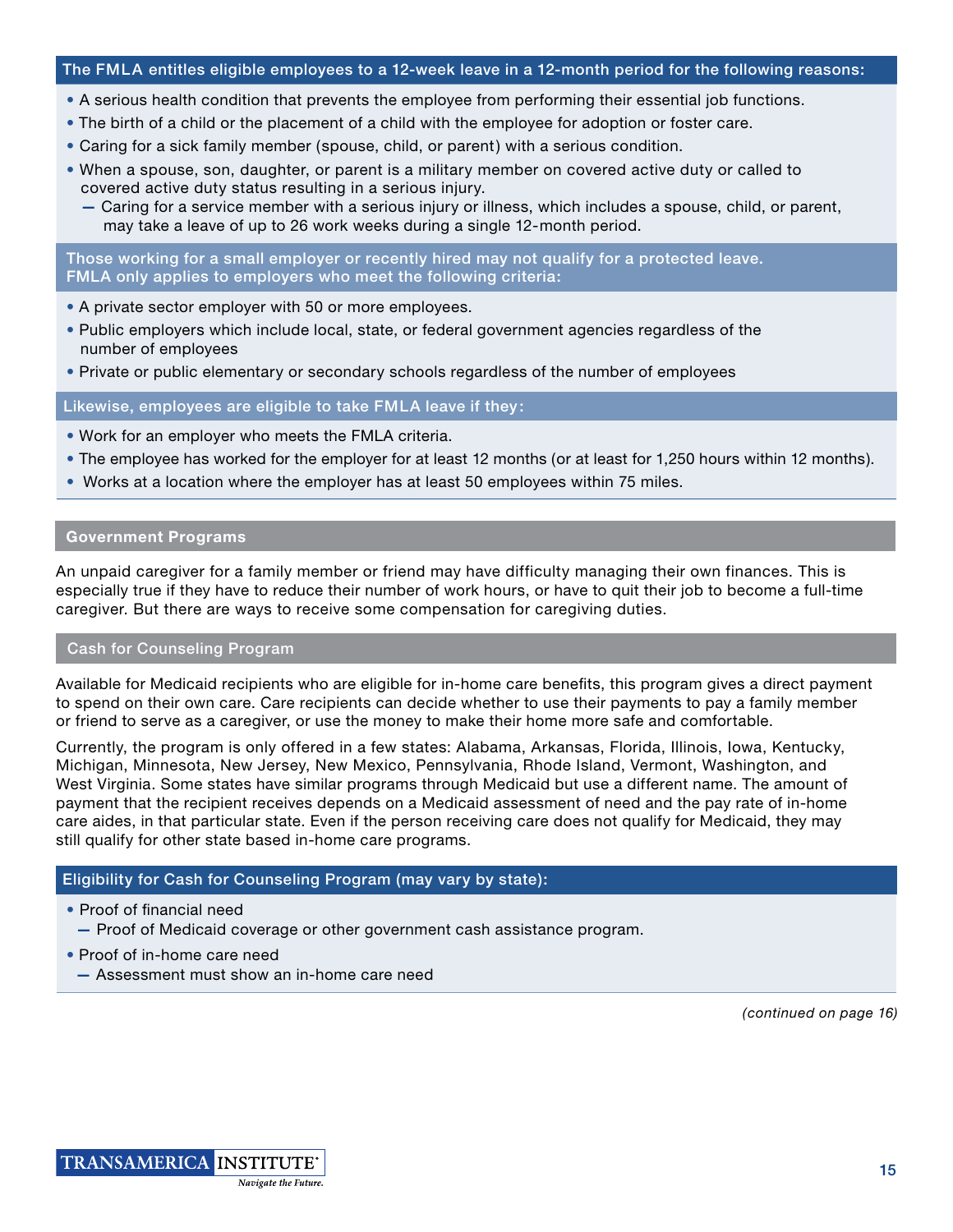**The FMLA entitles eligible employees to a 12-week leave in a 12-month period for the following reasons:**

- A serious health condition that prevents the employee from performing their essential job functions.
- The birth of a child or the placement of a child with the employee for adoption or foster care.
- Caring for a sick family member (spouse, child, or parent) with a serious condition.
- When a spouse, son, daughter, or parent is a military member on covered active duty or called to covered active duty status resulting in a serious injury.
  - Caring for a service member with a serious injury or illness, which includes a spouse, child, or parent, may take a leave of up to 26 work weeks during a single 12-month period.

**Those working for a small employer or recently hired may not qualify for a protected leave. FMLA only applies to employers who meet the following criteria:**

- A private sector employer with 50 or more employees.
- Public employers which include local, state, or federal government agencies regardless of the number of employees
- Private or public elementary or secondary schools regardless of the number of employees

**Likewise, employees are eligible to take FMLA leave if they:**

- Work for an employer who meets the FMLA criteria.
- The employee has worked for the employer for at least 12 months (or at least for 1,250 hours within 12 months).
- Works at a location where the employer has at least 50 employees within 75 miles.

## Government Programs

An unpaid caregiver for a family member or friend may have difficulty managing their own finances. This is especially true if they have to reduce their number of work hours, or have to quit their job to become a full-time caregiver. But there are ways to receive some compensation for caregiving duties.

### Cash for Counseling Program

Available for Medicaid recipients who are eligible for in-home care benefits, this program gives a direct payment to spend on their own care. Care recipients can decide whether to use their payments to pay a family member or friend to serve as a caregiver, or use the money to make their home more safe and comfortable.

Currently, the program is only offered in a few states: Alabama, Arkansas, Florida, Illinois, Iowa, Kentucky, Michigan, Minnesota, New Jersey, New Mexico, Pennsylvania, Rhode Island, Vermont, Washington, and West Virginia. Some states have similar programs through Medicaid but use a different name. The amount of payment that the recipient receives depends on a Medicaid assessment of need and the pay rate of in-home care aides, in that particular state. Even if the person receiving care does not qualify for Medicaid, they may still qualify for other state based in-home care programs.

**Eligibility for Cash for Counseling Program (may vary by state):**

- Proof of financial need
  - Proof of Medicaid coverage or other government cash assistance program.
- Proof of in-home care need
  - Assessment must show an in-home care need

*(continued on page 16)*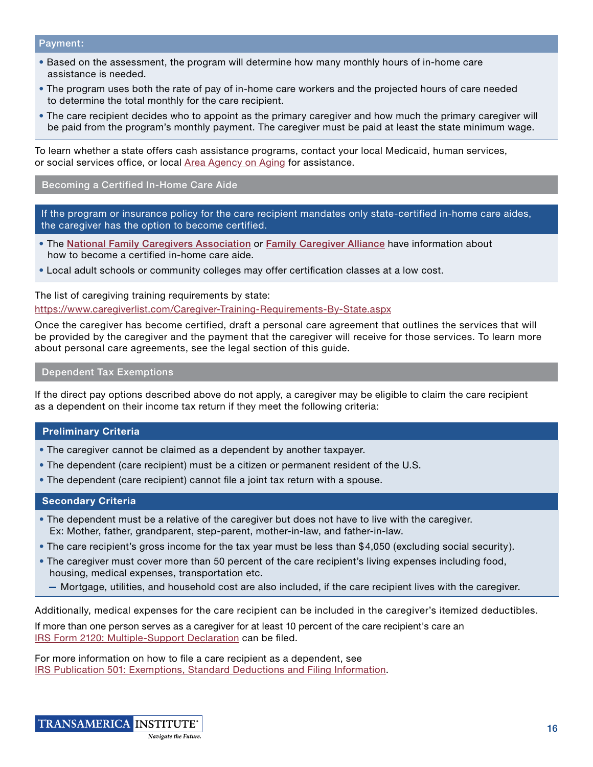### Payment:

- Based on the assessment, the program will determine how many monthly hours of in-home care assistance is needed.
- The program uses both the rate of pay of in-home care workers and the projected hours of care needed to determine the total monthly for the care recipient.
- The care recipient decides who to appoint as the primary caregiver and how much the primary caregiver will be paid from the program's monthly payment. The caregiver must be paid at least the state minimum wage.

To learn whether a state offers cash assistance programs, contact your local Medicaid, human services, or social services office, or local Area Agency on Aging for assistance.

## Becoming a Certified In-Home Care Aide

**If the program or insurance policy for the care recipient mandates only state-certified in-home care aides, the caregiver has the option to become certified.**

- The **National Family Caregivers Association** or **Family Caregiver Alliance** have information about how to become a certified in-home care aide.
- Local adult schools or community colleges may offer certification classes at a low cost.

The list of caregiving training requirements by state:
https://www.caregiverlist.com/Caregiver-Training-Requirements-By-State.aspx

Once the caregiver has become certified, draft a personal care agreement that outlines the services that will be provided by the caregiver and the payment that the caregiver will receive for those services. To learn more about personal care agreements, see the legal section of this guide.

## Dependent Tax Exemptions

If the direct pay options described above do not apply, a caregiver may be eligible to claim the care recipient as a dependent on their income tax return if they meet the following criteria:

### Preliminary Criteria

- The caregiver cannot be claimed as a dependent by another taxpayer.
- The dependent (care recipient) must be a citizen or permanent resident of the U.S.
- The dependent (care recipient) cannot file a joint tax return with a spouse.

### Secondary Criteria

- The dependent must be a relative of the caregiver but does not have to live with the caregiver.
  Ex: Mother, father, grandparent, step-parent, mother-in-law, and father-in-law.
- The care recipient's gross income for the tax year must be less than $4,050 (excluding social security).
- The caregiver must cover more than 50 percent of the care recipient's living expenses including food, housing, medical expenses, transportation etc.
  - Mortgage, utilities, and household cost are also included, if the care recipient lives with the caregiver.

Additionally, medical expenses for the care recipient can be included in the caregiver's itemized deductibles.

If more than one person serves as a caregiver for at least 10 percent of the care recipient's care an IRS Form 2120: Multiple-Support Declaration can be filed.

For more information on how to file a care recipient as a dependent, see IRS Publication 501: Exemptions, Standard Deductions and Filing Information.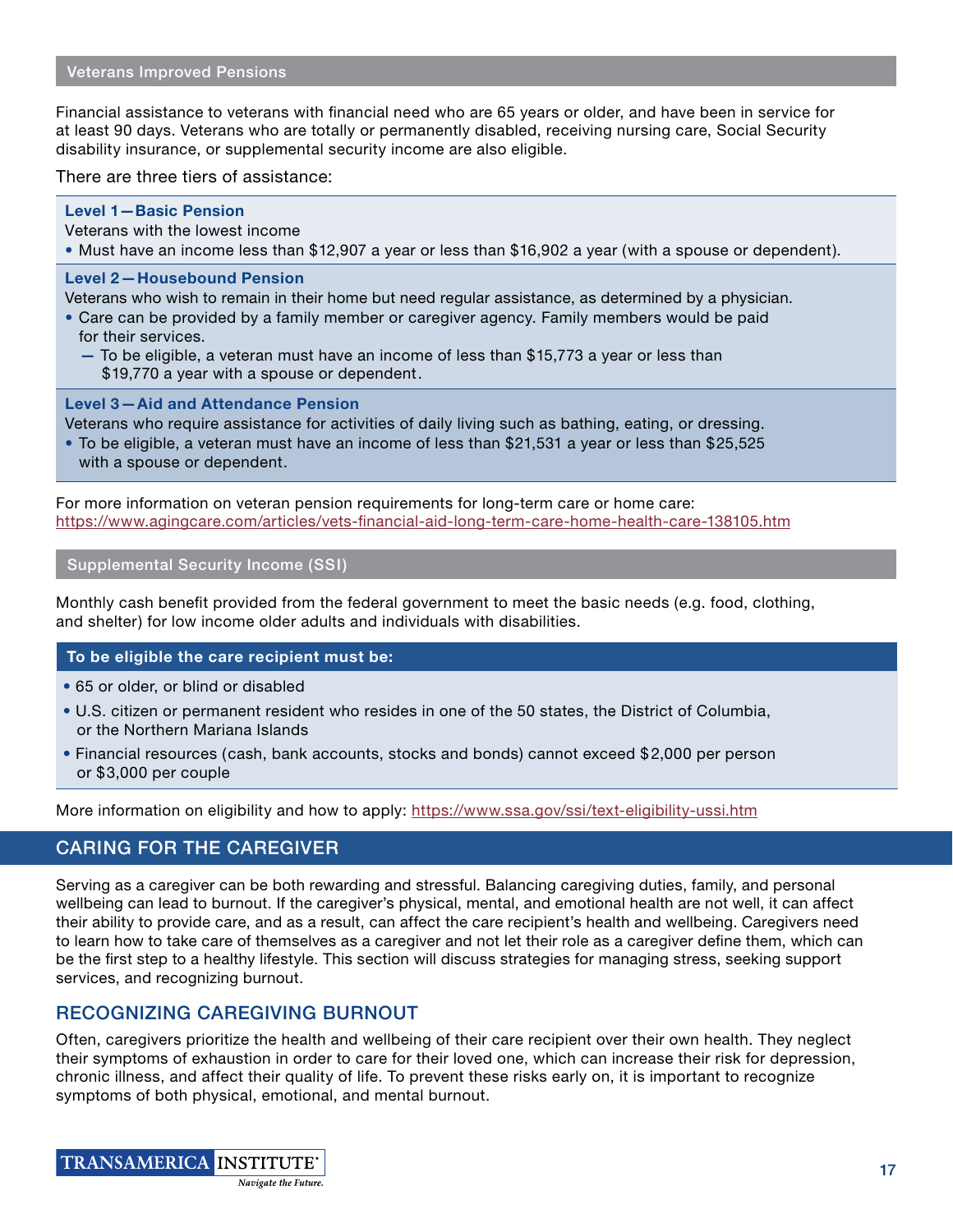### Veterans Improved Pensions

Financial assistance to veterans with financial need who are 65 years or older, and have been in service for at least 90 days. Veterans who are totally or permanently disabled, receiving nursing care, Social Security disability insurance, or supplemental security income are also eligible.

There are three tiers of assistance:

**Level 1 — Basic Pension**

Veterans with the lowest income

- Must have an income less than $12,907 a year or less than $16,902 a year (with a spouse or dependent).

**Level 2 — Housebound Pension**

Veterans who wish to remain in their home but need regular assistance, as determined by a physician.

- Care can be provided by a family member or caregiver agency. Family members would be paid for their services.
  - To be eligible, a veteran must have an income of less than $15,773 a year or less than $19,770 a year with a spouse or dependent.

**Level 3 — Aid and Attendance Pension**

Veterans who require assistance for activities of daily living such as bathing, eating, or dressing.

- To be eligible, a veteran must have an income of less than $21,531 a year or less than $25,525 with a spouse or dependent.

For more information on veteran pension requirements for long-term care or home care:
https://www.agingcare.com/articles/vets-financial-aid-long-term-care-home-health-care-138105.htm

### Supplemental Security Income (SSI)

Monthly cash benefit provided from the federal government to meet the basic needs (e.g. food, clothing, and shelter) for low income older adults and individuals with disabilities.

**To be eligible the care recipient must be:**

- 65 or older, or blind or disabled
- U.S. citizen or permanent resident who resides in one of the 50 states, the District of Columbia, or the Northern Mariana Islands
- Financial resources (cash, bank accounts, stocks and bonds) cannot exceed $2,000 per person or $3,000 per couple

More information on eligibility and how to apply: https://www.ssa.gov/ssi/text-eligibility-ussi.htm

## CARING FOR THE CAREGIVER

Serving as a caregiver can be both rewarding and stressful. Balancing caregiving duties, family, and personal wellbeing can lead to burnout. If the caregiver's physical, mental, and emotional health are not well, it can affect their ability to provide care, and as a result, can affect the care recipient's health and wellbeing. Caregivers need to learn how to take care of themselves as a caregiver and not let their role as a caregiver define them, which can be the first step to a healthy lifestyle. This section will discuss strategies for managing stress, seeking support services, and recognizing burnout.

## RECOGNIZING CAREGIVING BURNOUT

Often, caregivers prioritize the health and wellbeing of their care recipient over their own health. They neglect their symptoms of exhaustion in order to care for their loved one, which can increase their risk for depression, chronic illness, and affect their quality of life. To prevent these risks early on, it is important to recognize symptoms of both physical, emotional, and mental burnout.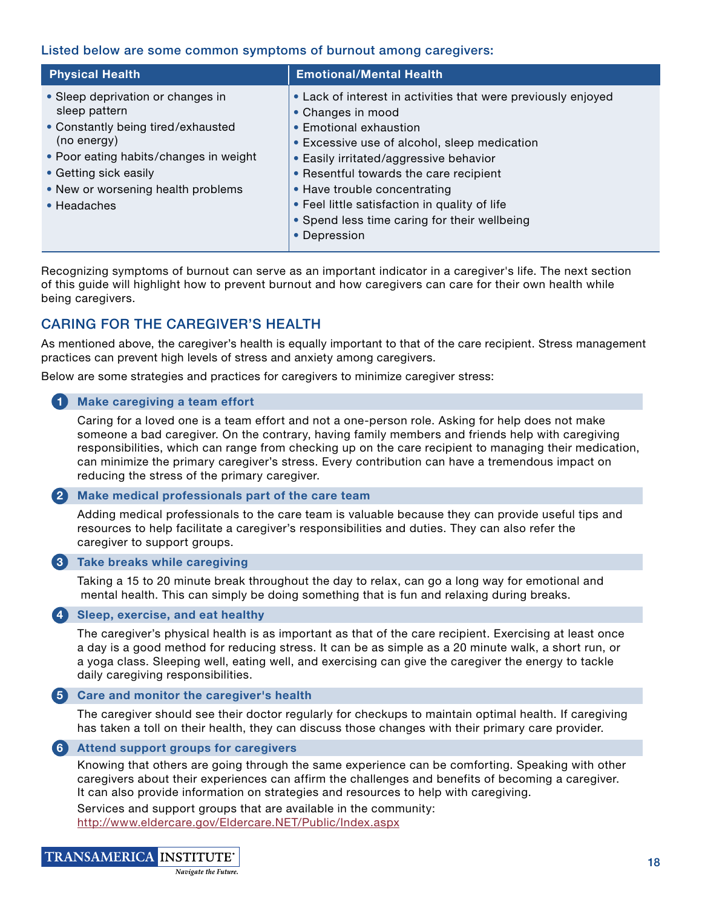Listed below are some common symptoms of burnout among caregivers:

| Physical Health | Emotional/Mental Health |
| --- | --- |
| • Sleep deprivation or changes in sleep pattern<br>• Constantly being tired/exhausted (no energy)<br>• Poor eating habits/changes in weight<br>• Getting sick easily<br>• New or worsening health problems<br>• Headaches | • Lack of interest in activities that were previously enjoyed<br>• Changes in mood<br>• Emotional exhaustion<br>• Excessive use of alcohol, sleep medication<br>• Easily irritated/aggressive behavior<br>• Resentful towards the care recipient<br>• Have trouble concentrating<br>• Feel little satisfaction in quality of life<br>• Spend less time caring for their wellbeing<br>• Depression |

Recognizing symptoms of burnout can serve as an important indicator in a caregiver's life. The next section of this guide will highlight how to prevent burnout and how caregivers can care for their own health while being caregivers.

## CARING FOR THE CAREGIVER'S HEALTH

As mentioned above, the caregiver's health is equally important to that of the care recipient. Stress management practices can prevent high levels of stress and anxiety among caregivers.

Below are some strategies and practices for caregivers to minimize caregiver stress:

### 1 Make caregiving a team effort

Caring for a loved one is a team effort and not a one-person role. Asking for help does not make someone a bad caregiver. On the contrary, having family members and friends help with caregiving responsibilities, which can range from checking up on the care recipient to managing their medication, can minimize the primary caregiver's stress. Every contribution can have a tremendous impact on reducing the stress of the primary caregiver.

### 2 Make medical professionals part of the care team

Adding medical professionals to the care team is valuable because they can provide useful tips and resources to help facilitate a caregiver's responsibilities and duties. They can also refer the caregiver to support groups.

### 3 Take breaks while caregiving

Taking a 15 to 20 minute break throughout the day to relax, can go a long way for emotional and mental health. This can simply be doing something that is fun and relaxing during breaks.

### 4 Sleep, exercise, and eat healthy

The caregiver's physical health is as important as that of the care recipient. Exercising at least once a day is a good method for reducing stress. It can be as simple as a 20 minute walk, a short run, or a yoga class. Sleeping well, eating well, and exercising can give the caregiver the energy to tackle daily caregiving responsibilities.

### 5 Care and monitor the caregiver's health

The caregiver should see their doctor regularly for checkups to maintain optimal health. If caregiving has taken a toll on their health, they can discuss those changes with their primary care provider.

### 6 Attend support groups for caregivers

Knowing that others are going through the same experience can be comforting. Speaking with other caregivers about their experiences can affirm the challenges and benefits of becoming a caregiver. It can also provide information on strategies and resources to help with caregiving.

Services and support groups that are available in the community: http://www.eldercare.gov/Eldercare.NET/Public/Index.aspx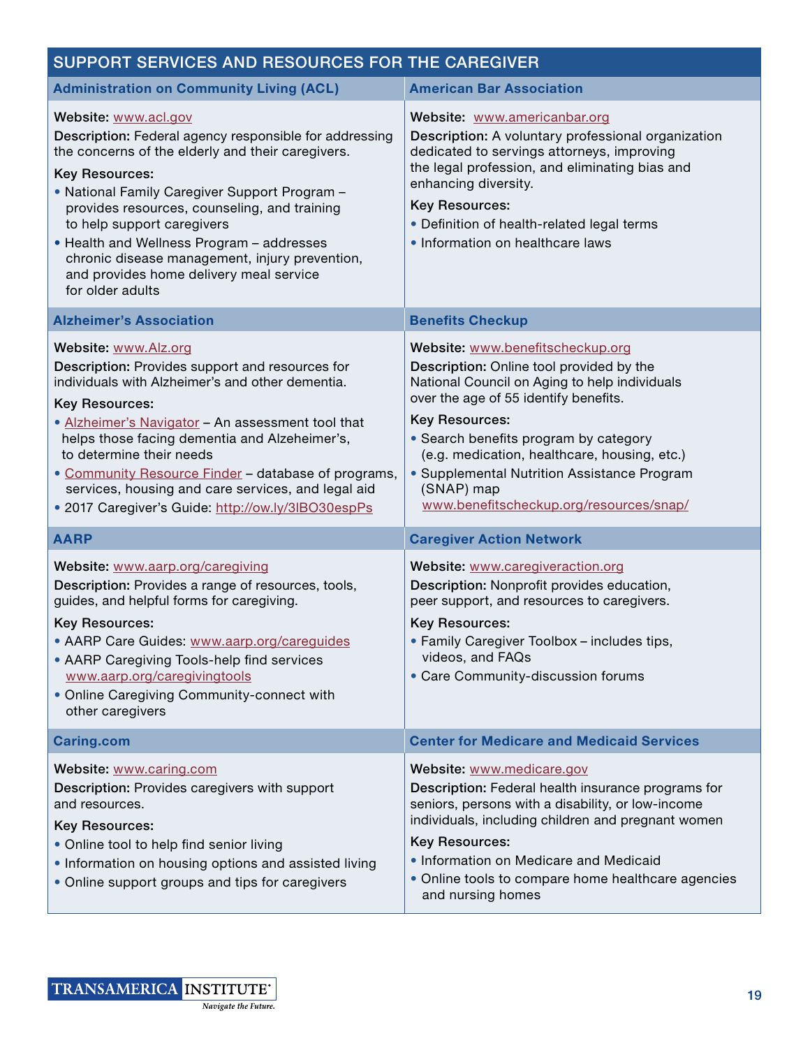## SUPPORT SERVICES AND RESOURCES FOR THE CAREGIVER

### Administration on Community Living (ACL)

**Website:** www.acl.gov

**Description:** Federal agency responsible for addressing the concerns of the elderly and their caregivers.

**Key Resources:**

- National Family Caregiver Support Program – provides resources, counseling, and training to help support caregivers
- Health and Wellness Program – addresses chronic disease management, injury prevention, and provides home delivery meal service for older adults

### American Bar Association

**Website:** www.americanbar.org

**Description:** A voluntary professional organization dedicated to servings attorneys, improving the legal profession, and eliminating bias and enhancing diversity.

**Key Resources:**

- Definition of health-related legal terms
- Information on healthcare laws

### Alzheimer's Association

**Website:** www.Alz.org

**Description:** Provides support and resources for individuals with Alzheimer's and other dementia.

**Key Resources:**

- Alzheimer's Navigator – An assessment tool that helps those facing dementia and Alzeheimer's, to determine their needs
- Community Resource Finder – database of programs, services, housing and care services, and legal aid
- 2017 Caregiver's Guide: http://ow.ly/3lBO30espPs

### Benefits Checkup

**Website:** www.benefitscheckup.org

**Description:** Online tool provided by the National Council on Aging to help individuals over the age of 55 identify benefits.

**Key Resources:**

- Search benefits program by category (e.g. medication, healthcare, housing, etc.)
- Supplemental Nutrition Assistance Program (SNAP) map www.benefitscheckup.org/resources/snap/

### AARP

**Website:** www.aarp.org/caregiving

**Description:** Provides a range of resources, tools, guides, and helpful forms for caregiving.

**Key Resources:**

- AARP Care Guides: www.aarp.org/careguides
- AARP Caregiving Tools-help find services www.aarp.org/caregivingtools
- Online Caregiving Community-connect with other caregivers

### Caregiver Action Network

**Website:** www.caregiveraction.org

**Description:** Nonprofit provides education, peer support, and resources to caregivers.

**Key Resources:**

- Family Caregiver Toolbox – includes tips, videos, and FAQs
- Care Community-discussion forums

### Caring.com

**Website:** www.caring.com

**Description:** Provides caregivers with support and resources.

**Key Resources:**

- Online tool to help find senior living
- Information on housing options and assisted living
- Online support groups and tips for caregivers

### Center for Medicare and Medicaid Services

**Website:** www.medicare.gov

**Description:** Federal health insurance programs for seniors, persons with a disability, or low-income individuals, including children and pregnant women

**Key Resources:**

- Information on Medicare and Medicaid
- Online tools to compare home healthcare agencies and nursing homes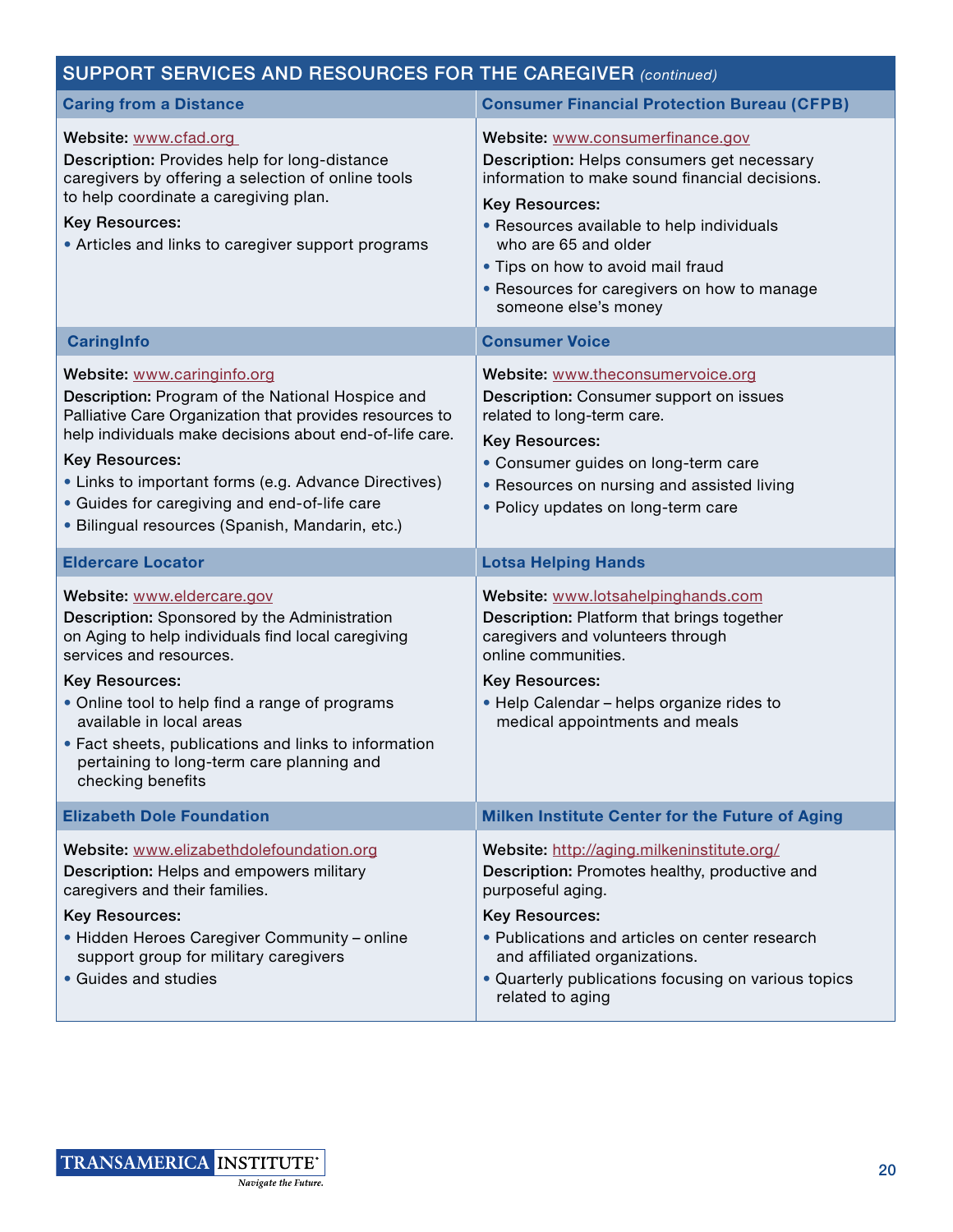## SUPPORT SERVICES AND RESOURCES FOR THE CAREGIVER *(continued)*

### Caring from a Distance

**Website:** www.cfad.org

**Description:** Provides help for long-distance caregivers by offering a selection of online tools to help coordinate a caregiving plan.

**Key Resources:**

- Articles and links to caregiver support programs

### Consumer Financial Protection Bureau (CFPB)

**Website:** www.consumerfinance.gov

**Description:** Helps consumers get necessary information to make sound financial decisions.

**Key Resources:**

- Resources available to help individuals who are 65 and older
- Tips on how to avoid mail fraud
- Resources for caregivers on how to manage someone else's money

### CaringInfo

**Website:** www.caringinfo.org

**Description:** Program of the National Hospice and Palliative Care Organization that provides resources to help individuals make decisions about end-of-life care.

**Key Resources:**

- Links to important forms (e.g. Advance Directives)
- Guides for caregiving and end-of-life care
- Bilingual resources (Spanish, Mandarin, etc.)

### Consumer Voice

**Website:** www.theconsumervoice.org

**Description:** Consumer support on issues related to long-term care.

**Key Resources:**

- Consumer guides on long-term care
- Resources on nursing and assisted living
- Policy updates on long-term care

### Eldercare Locator

**Website:** www.eldercare.gov

**Description:** Sponsored by the Administration on Aging to help individuals find local caregiving services and resources.

**Key Resources:**

- Online tool to help find a range of programs available in local areas
- Fact sheets, publications and links to information pertaining to long-term care planning and checking benefits

### Lotsa Helping Hands

**Website:** www.lotsahelpinghands.com

**Description:** Platform that brings together caregivers and volunteers through online communities.

**Key Resources:**

- Help Calendar – helps organize rides to medical appointments and meals

### Elizabeth Dole Foundation

**Website:** www.elizabethdolefoundation.org

**Description:** Helps and empowers military caregivers and their families.

**Key Resources:**

- Hidden Heroes Caregiver Community – online support group for military caregivers
- Guides and studies

### Milken Institute Center for the Future of Aging

**Website:** http://aging.milkeninstitute.org/

**Description:** Promotes healthy, productive and purposeful aging.

**Key Resources:**

- Publications and articles on center research and affiliated organizations.
- Quarterly publications focusing on various topics related to aging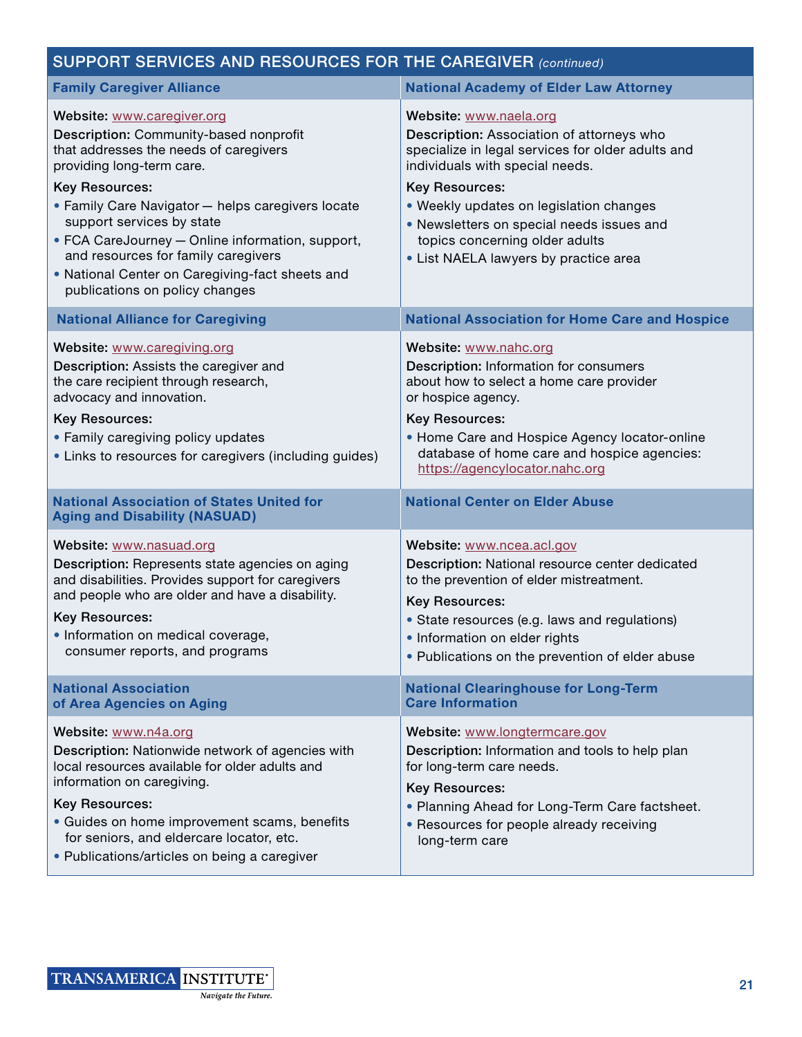## SUPPORT SERVICES AND RESOURCES FOR THE CAREGIVER *(continued)*

### Family Caregiver Alliance

**Website:** www.caregiver.org

**Description:** Community-based nonprofit that addresses the needs of caregivers providing long-term care.

**Key Resources:**

- Family Care Navigator — helps caregivers locate support services by state
- FCA CareJourney — Online information, support, and resources for family caregivers
- National Center on Caregiving-fact sheets and publications on policy changes

### National Academy of Elder Law Attorney

**Website:** www.naela.org

**Description:** Association of attorneys who specialize in legal services for older adults and individuals with special needs.

**Key Resources:**

- Weekly updates on legislation changes
- Newsletters on special needs issues and topics concerning older adults
- List NAELA lawyers by practice area

### National Alliance for Caregiving

**Website:** www.caregiving.org

**Description:** Assists the caregiver and the care recipient through research, advocacy and innovation.

**Key Resources:**

- Family caregiving policy updates
- Links to resources for caregivers (including guides)

### National Association for Home Care and Hospice

**Website:** www.nahc.org

**Description:** Information for consumers about how to select a home care provider or hospice agency.

**Key Resources:**

- Home Care and Hospice Agency locator-online database of home care and hospice agencies: https://agencylocator.nahc.org

### National Association of States United for Aging and Disability (NASUAD)

**Website:** www.nasuad.org

**Description:** Represents state agencies on aging and disabilities. Provides support for caregivers and people who are older and have a disability.

**Key Resources:**

- Information on medical coverage, consumer reports, and programs

### National Center on Elder Abuse

**Website:** www.ncea.acl.gov

**Description:** National resource center dedicated to the prevention of elder mistreatment.

**Key Resources:**

- State resources (e.g. laws and regulations)
- Information on elder rights
- Publications on the prevention of elder abuse

### National Association of Area Agencies on Aging

**Website:** www.n4a.org

**Description:** Nationwide network of agencies with local resources available for older adults and information on caregiving.

**Key Resources:**

- Guides on home improvement scams, benefits for seniors, and eldercare locator, etc.
- Publications/articles on being a caregiver

### National Clearinghouse for Long-Term Care Information

**Website:** www.longtermcare.gov

**Description:** Information and tools to help plan for long-term care needs.

**Key Resources:**

- Planning Ahead for Long-Term Care factsheet.
- Resources for people already receiving long-term care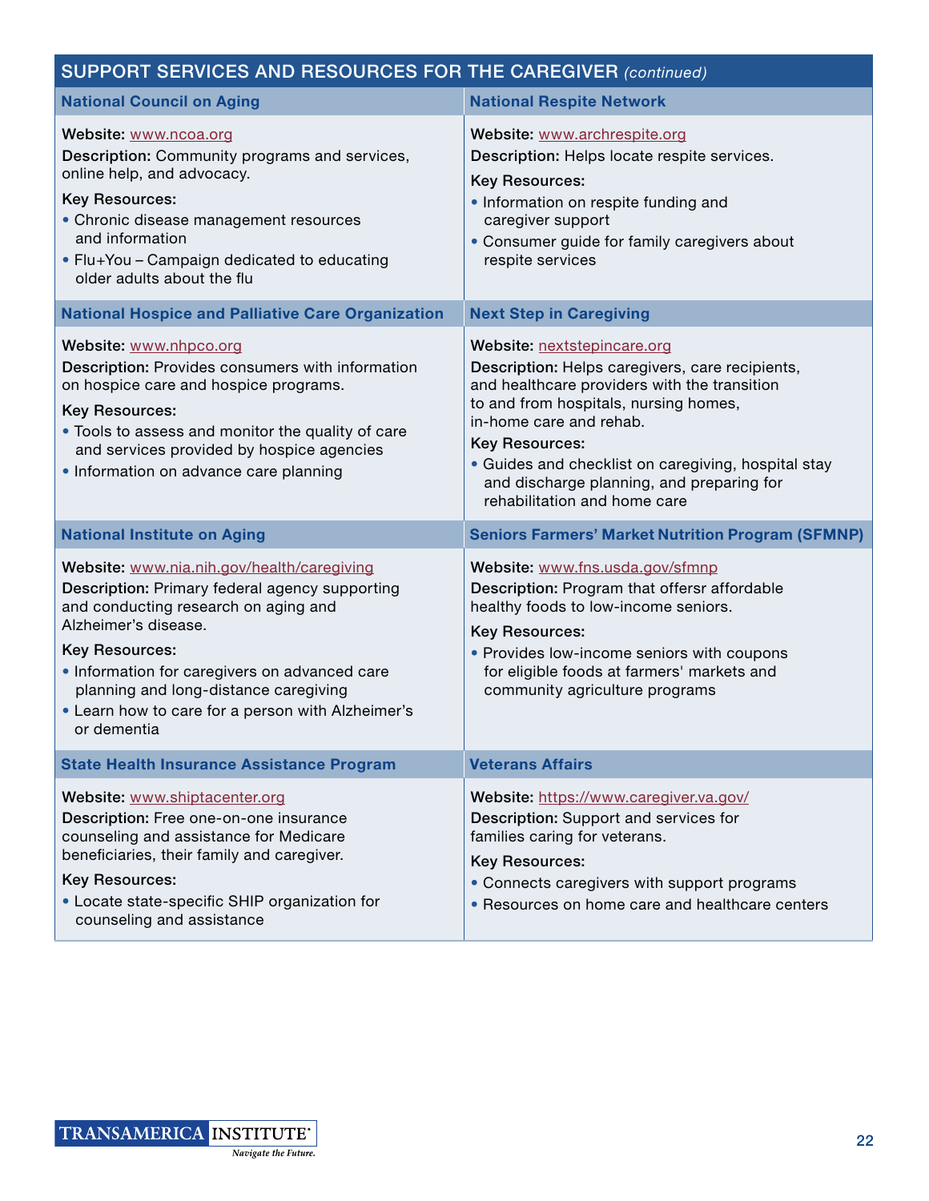## SUPPORT SERVICES AND RESOURCES FOR THE CAREGIVER *(continued)*

### National Council on Aging

**Website:** www.ncoa.org

**Description:** Community programs and services, online help, and advocacy.

**Key Resources:**

- Chronic disease management resources and information
- Flu+You – Campaign dedicated to educating older adults about the flu

### National Respite Network

**Website:** www.archrespite.org

**Description:** Helps locate respite services.

**Key Resources:**

- Information on respite funding and caregiver support
- Consumer guide for family caregivers about respite services

### National Hospice and Palliative Care Organization

**Website:** www.nhpco.org

**Description:** Provides consumers with information on hospice care and hospice programs.

**Key Resources:**

- Tools to assess and monitor the quality of care and services provided by hospice agencies
- Information on advance care planning

### Next Step in Caregiving

**Website:** nextstepincare.org

**Description:** Helps caregivers, care recipients, and healthcare providers with the transition to and from hospitals, nursing homes, in-home care and rehab.

**Key Resources:**

- Guides and checklist on caregiving, hospital stay and discharge planning, and preparing for rehabilitation and home care

### National Institute on Aging

**Website:** www.nia.nih.gov/health/caregiving

**Description:** Primary federal agency supporting and conducting research on aging and Alzheimer's disease.

**Key Resources:**

- Information for caregivers on advanced care planning and long-distance caregiving
- Learn how to care for a person with Alzheimer's or dementia

### Seniors Farmers' Market Nutrition Program (SFMNP)

**Website:** www.fns.usda.gov/sfmnp

**Description:** Program that offersr affordable healthy foods to low-income seniors.

**Key Resources:**

- Provides low-income seniors with coupons for eligible foods at farmers' markets and community agriculture programs

### State Health Insurance Assistance Program

**Website:** www.shiptacenter.org

**Description:** Free one-on-one insurance counseling and assistance for Medicare beneficiaries, their family and caregiver.

**Key Resources:**

- Locate state-specific SHIP organization for counseling and assistance

### Veterans Affairs

**Website:** https://www.caregiver.va.gov/

**Description:** Support and services for families caring for veterans.

**Key Resources:**

- Connects caregivers with support programs
- Resources on home care and healthcare centers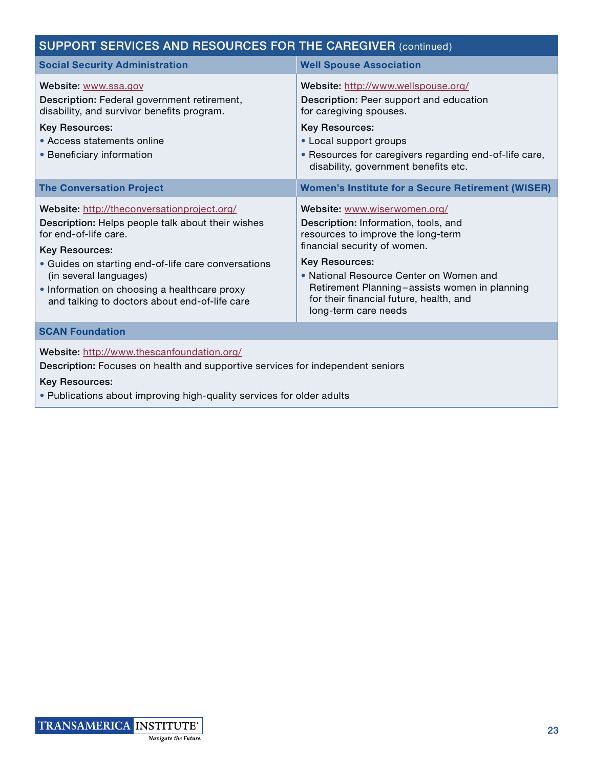## SUPPORT SERVICES AND RESOURCES FOR THE CAREGIVER (continued)

### Social Security Administration

**Website:** www.ssa.gov

**Description:** Federal government retirement, disability, and survivor benefits program.

**Key Resources:**

- Access statements online
- Beneficiary information

### Well Spouse Association

**Website:** http://www.wellspouse.org/

**Description:** Peer support and education for caregiving spouses.

**Key Resources:**

- Local support groups
- Resources for caregivers regarding end-of-life care, disability, government benefits etc.

### The Conversation Project

**Website:** http://theconversationproject.org/

**Description:** Helps people talk about their wishes for end-of-life care.

**Key Resources:**

- Guides on starting end-of-life care conversations (in several languages)
- Information on choosing a healthcare proxy and talking to doctors about end-of-life care

### Women's Institute for a Secure Retirement (WISER)

**Website:** www.wiserwomen.org/

**Description:** Information, tools, and resources to improve the long-term financial security of women.

**Key Resources:**

- National Resource Center on Women and Retirement Planning – assists women in planning for their financial future, health, and long-term care needs

### SCAN Foundation

**Website:** http://www.thescanfoundation.org/

**Description:** Focuses on health and supportive services for independent seniors

**Key Resources:**

- Publications about improving high-quality services for older adults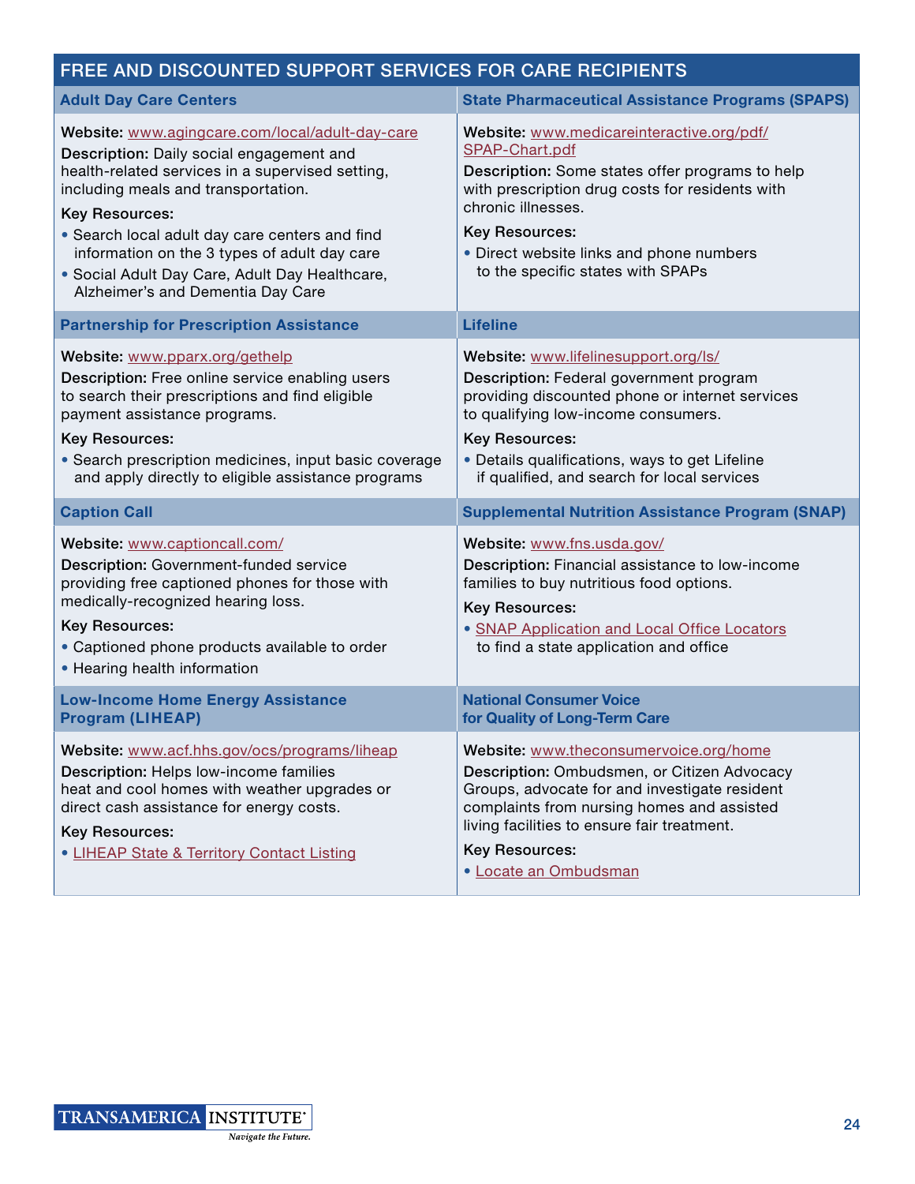## FREE AND DISCOUNTED SUPPORT SERVICES FOR CARE RECIPIENTS

### Adult Day Care Centers

**Website:** www.agingcare.com/local/adult-day-care

**Description:** Daily social engagement and health-related services in a supervised setting, including meals and transportation.

**Key Resources:**

- Search local adult day care centers and find information on the 3 types of adult day care
- Social Adult Day Care, Adult Day Healthcare, Alzheimer's and Dementia Day Care

### State Pharmaceutical Assistance Programs (SPAPS)

**Website:** www.medicareinteractive.org/pdf/SPAP-Chart.pdf

**Description:** Some states offer programs to help with prescription drug costs for residents with chronic illnesses.

**Key Resources:**

- Direct website links and phone numbers to the specific states with SPAPs

### Partnership for Prescription Assistance

**Website:** www.pparx.org/gethelp

**Description:** Free online service enabling users to search their prescriptions and find eligible payment assistance programs.

**Key Resources:**

- Search prescription medicines, input basic coverage and apply directly to eligible assistance programs

### Lifeline

**Website:** www.lifelinesupport.org/ls/

**Description:** Federal government program providing discounted phone or internet services to qualifying low-income consumers.

**Key Resources:**

- Details qualifications, ways to get Lifeline if qualified, and search for local services

### Caption Call

**Website:** www.captioncall.com/

**Description:** Government-funded service providing free captioned phones for those with medically-recognized hearing loss.

**Key Resources:**

- Captioned phone products available to order
- Hearing health information

### Supplemental Nutrition Assistance Program (SNAP)

**Website:** www.fns.usda.gov/

**Description:** Financial assistance to low-income families to buy nutritious food options.

**Key Resources:**

- SNAP Application and Local Office Locators to find a state application and office

### Low-Income Home Energy Assistance Program (LIHEAP)

**Website:** www.acf.hhs.gov/ocs/programs/liheap

**Description:** Helps low-income families heat and cool homes with weather upgrades or direct cash assistance for energy costs.

**Key Resources:**

- LIHEAP State & Territory Contact Listing

### National Consumer Voice for Quality of Long-Term Care

**Website:** www.theconsumervoice.org/home

**Description:** Ombudsmen, or Citizen Advocacy Groups, advocate for and investigate resident complaints from nursing homes and assisted living facilities to ensure fair treatment.

**Key Resources:**

- Locate an Ombudsman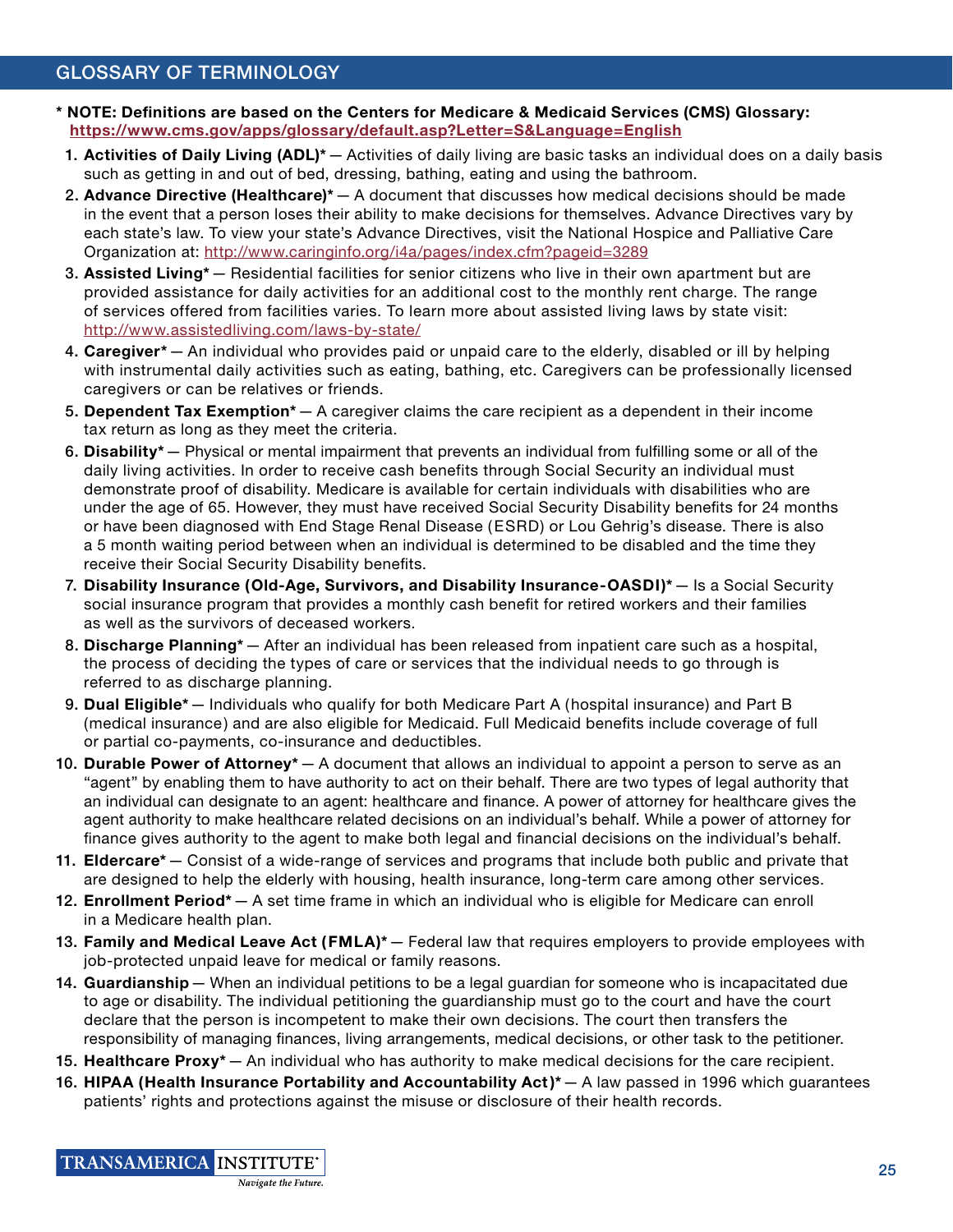## GLOSSARY OF TERMINOLOGY

**\* NOTE: Definitions are based on the Centers for Medicare & Medicaid Services (CMS) Glossary: https://www.cms.gov/apps/glossary/default.asp?Letter=S&Language=English**

1. **Activities of Daily Living (ADL)\*** — Activities of daily living are basic tasks an individual does on a daily basis such as getting in and out of bed, dressing, bathing, eating and using the bathroom.
2. **Advance Directive (Healthcare)\*** — A document that discusses how medical decisions should be made in the event that a person loses their ability to make decisions for themselves. Advance Directives vary by each state's law. To view your state's Advance Directives, visit the National Hospice and Palliative Care Organization at: http://www.caringinfo.org/i4a/pages/index.cfm?pageid=3289
3. **Assisted Living\*** — Residential facilities for senior citizens who live in their own apartment but are provided assistance for daily activities for an additional cost to the monthly rent charge. The range of services offered from facilities varies. To learn more about assisted living laws by state visit: http://www.assistedliving.com/laws-by-state/
4. **Caregiver\*** — An individual who provides paid or unpaid care to the elderly, disabled or ill by helping with instrumental daily activities such as eating, bathing, etc. Caregivers can be professionally licensed caregivers or can be relatives or friends.
5. **Dependent Tax Exemption\*** — A caregiver claims the care recipient as a dependent in their income tax return as long as they meet the criteria.
6. **Disability\*** — Physical or mental impairment that prevents an individual from fulfilling some or all of the daily living activities. In order to receive cash benefits through Social Security an individual must demonstrate proof of disability. Medicare is available for certain individuals with disabilities who are under the age of 65. However, they must have received Social Security Disability benefits for 24 months or have been diagnosed with End Stage Renal Disease (ESRD) or Lou Gehrig's disease. There is also a 5 month waiting period between when an individual is determined to be disabled and the time they receive their Social Security Disability benefits.
7. **Disability Insurance (Old-Age, Survivors, and Disability Insurance-OASDI)\*** — Is a Social Security social insurance program that provides a monthly cash benefit for retired workers and their families as well as the survivors of deceased workers.
8. **Discharge Planning\*** — After an individual has been released from inpatient care such as a hospital, the process of deciding the types of care or services that the individual needs to go through is referred to as discharge planning.
9. **Dual Eligible\*** — Individuals who qualify for both Medicare Part A (hospital insurance) and Part B (medical insurance) and are also eligible for Medicaid. Full Medicaid benefits include coverage of full or partial co-payments, co-insurance and deductibles.
10. **Durable Power of Attorney\*** — A document that allows an individual to appoint a person to serve as an "agent" by enabling them to have authority to act on their behalf. There are two types of legal authority that an individual can designate to an agent: healthcare and finance. A power of attorney for healthcare gives the agent authority to make healthcare related decisions on an individual's behalf. While a power of attorney for finance gives authority to the agent to make both legal and financial decisions on the individual's behalf.
11. **Eldercare\*** — Consist of a wide-range of services and programs that include both public and private that are designed to help the elderly with housing, health insurance, long-term care among other services.
12. **Enrollment Period\*** — A set time frame in which an individual who is eligible for Medicare can enroll in a Medicare health plan.
13. **Family and Medical Leave Act (FMLA)\*** — Federal law that requires employers to provide employees with job-protected unpaid leave for medical or family reasons.
14. **Guardianship** — When an individual petitions to be a legal guardian for someone who is incapacitated due to age or disability. The individual petitioning the guardianship must go to the court and have the court declare that the person is incompetent to make their own decisions. The court then transfers the responsibility of managing finances, living arrangements, medical decisions, or other task to the petitioner.
15. **Healthcare Proxy\*** — An individual who has authority to make medical decisions for the care recipient.
16. **HIPAA (Health Insurance Portability and Accountability Act)\*** — A law passed in 1996 which guarantees patients' rights and protections against the misuse or disclosure of their health records.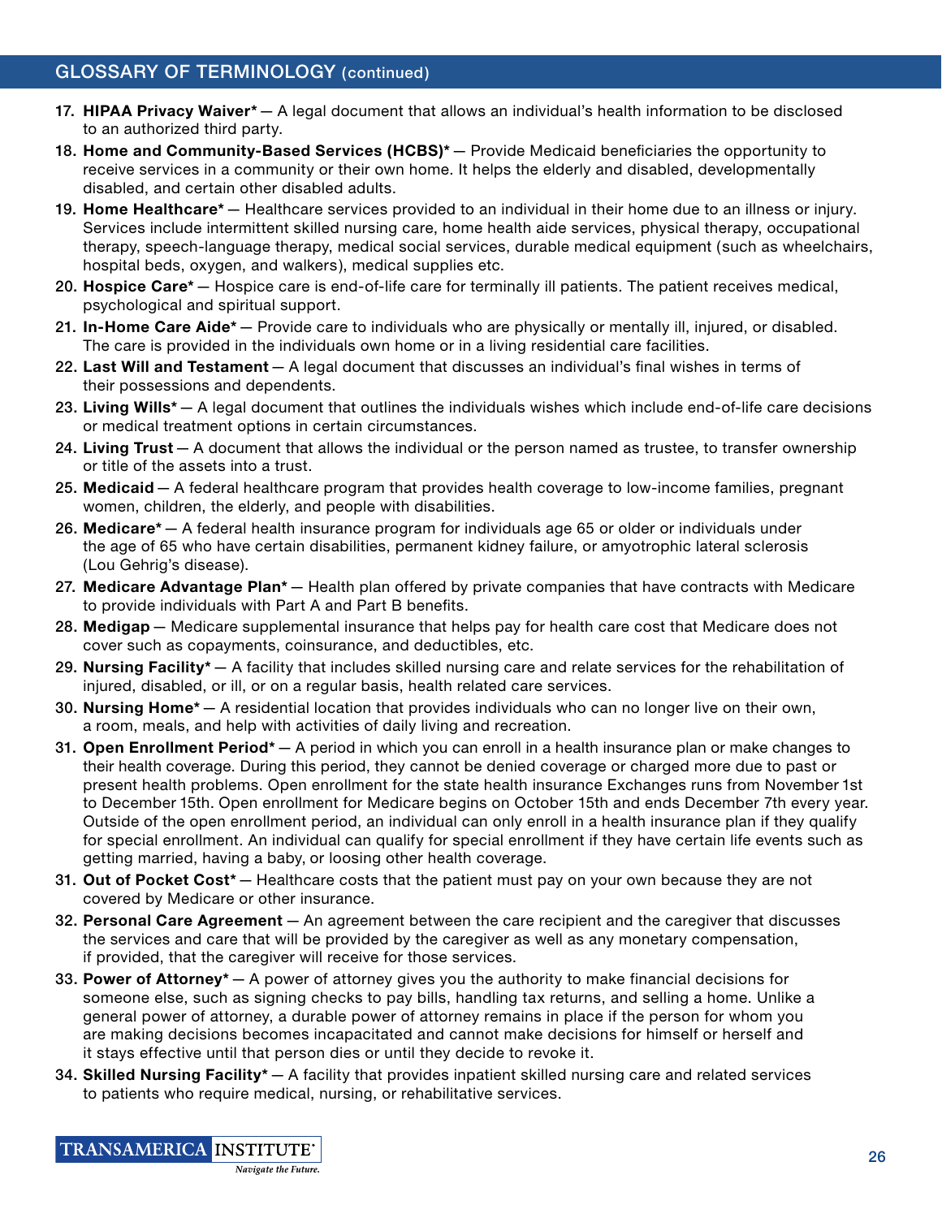## GLOSSARY OF TERMINOLOGY (continued)

17. **HIPAA Privacy Waiver*** — A legal document that allows an individual's health information to be disclosed to an authorized third party.
18. **Home and Community-Based Services (HCBS)*** — Provide Medicaid beneficiaries the opportunity to receive services in a community or their own home. It helps the elderly and disabled, developmentally disabled, and certain other disabled adults.
19. **Home Healthcare*** — Healthcare services provided to an individual in their home due to an illness or injury. Services include intermittent skilled nursing care, home health aide services, physical therapy, occupational therapy, speech-language therapy, medical social services, durable medical equipment (such as wheelchairs, hospital beds, oxygen, and walkers), medical supplies etc.
20. **Hospice Care*** — Hospice care is end-of-life care for terminally ill patients. The patient receives medical, psychological and spiritual support.
21. **In-Home Care Aide*** — Provide care to individuals who are physically or mentally ill, injured, or disabled. The care is provided in the individuals own home or in a living residential care facilities.
22. **Last Will and Testament** — A legal document that discusses an individual's final wishes in terms of their possessions and dependents.
23. **Living Wills*** — A legal document that outlines the individuals wishes which include end-of-life care decisions or medical treatment options in certain circumstances.
24. **Living Trust** — A document that allows the individual or the person named as trustee, to transfer ownership or title of the assets into a trust.
25. **Medicaid** — A federal healthcare program that provides health coverage to low-income families, pregnant women, children, the elderly, and people with disabilities.
26. **Medicare*** — A federal health insurance program for individuals age 65 or older or individuals under the age of 65 who have certain disabilities, permanent kidney failure, or amyotrophic lateral sclerosis (Lou Gehrig's disease).
27. **Medicare Advantage Plan*** — Health plan offered by private companies that have contracts with Medicare to provide individuals with Part A and Part B benefits.
28. **Medigap** — Medicare supplemental insurance that helps pay for health care cost that Medicare does not cover such as copayments, coinsurance, and deductibles, etc.
29. **Nursing Facility*** — A facility that includes skilled nursing care and relate services for the rehabilitation of injured, disabled, or ill, or on a regular basis, health related care services.
30. **Nursing Home*** — A residential location that provides individuals who can no longer live on their own, a room, meals, and help with activities of daily living and recreation.
31. **Open Enrollment Period*** — A period in which you can enroll in a health insurance plan or make changes to their health coverage. During this period, they cannot be denied coverage or charged more due to past or present health problems. Open enrollment for the state health insurance Exchanges runs from November 1st to December 15th. Open enrollment for Medicare begins on October 15th and ends December 7th every year. Outside of the open enrollment period, an individual can only enroll in a health insurance plan if they qualify for special enrollment. An individual can qualify for special enrollment if they have certain life events such as getting married, having a baby, or loosing other health coverage.

31\. **Out of Pocket Cost*** — Healthcare costs that the patient must pay on your own because they are not covered by Medicare or other insurance.

32\. **Personal Care Agreement** — An agreement between the care recipient and the caregiver that discusses the services and care that will be provided by the caregiver as well as any monetary compensation, if provided, that the caregiver will receive for those services.

33\. **Power of Attorney*** — A power of attorney gives you the authority to make financial decisions for someone else, such as signing checks to pay bills, handling tax returns, and selling a home. Unlike a general power of attorney, a durable power of attorney remains in place if the person for whom you are making decisions becomes incapacitated and cannot make decisions for himself or herself and it stays effective until that person dies or until they decide to revoke it.

34\. **Skilled Nursing Facility*** — A facility that provides inpatient skilled nursing care and related services to patients who require medical, nursing, or rehabilitative services.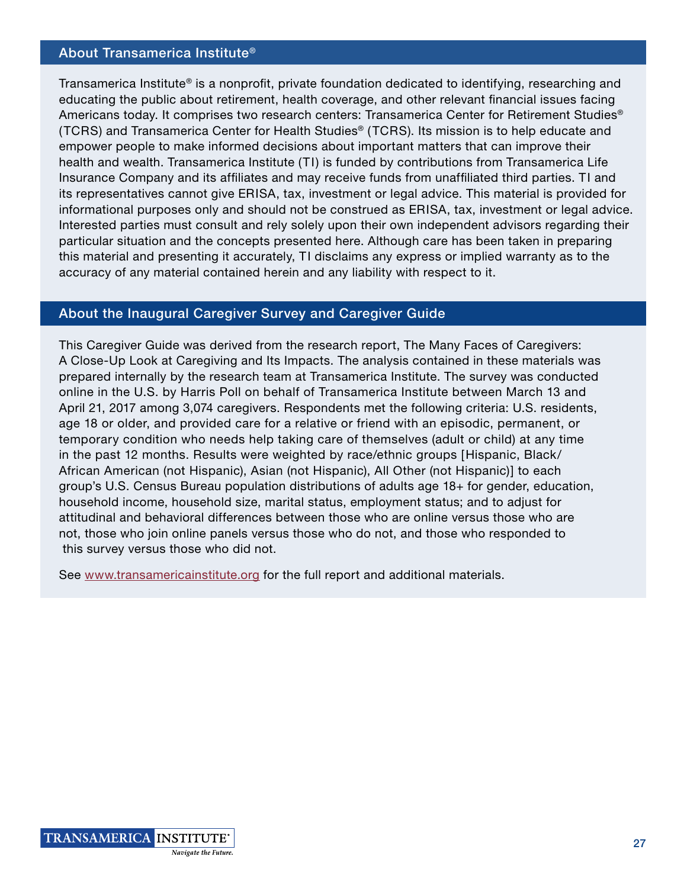## About Transamerica Institute®

Transamerica Institute® is a nonprofit, private foundation dedicated to identifying, researching and educating the public about retirement, health coverage, and other relevant financial issues facing Americans today. It comprises two research centers: Transamerica Center for Retirement Studies® (TCRS) and Transamerica Center for Health Studies® (TCRS). Its mission is to help educate and empower people to make informed decisions about important matters that can improve their health and wealth. Transamerica Institute (TI) is funded by contributions from Transamerica Life Insurance Company and its affiliates and may receive funds from unaffiliated third parties. TI and its representatives cannot give ERISA, tax, investment or legal advice. This material is provided for informational purposes only and should not be construed as ERISA, tax, investment or legal advice. Interested parties must consult and rely solely upon their own independent advisors regarding their particular situation and the concepts presented here. Although care has been taken in preparing this material and presenting it accurately, TI disclaims any express or implied warranty as to the accuracy of any material contained herein and any liability with respect to it.

## About the Inaugural Caregiver Survey and Caregiver Guide

This Caregiver Guide was derived from the research report, The Many Faces of Caregivers: A Close-Up Look at Caregiving and Its Impacts. The analysis contained in these materials was prepared internally by the research team at Transamerica Institute. The survey was conducted online in the U.S. by Harris Poll on behalf of Transamerica Institute between March 13 and April 21, 2017 among 3,074 caregivers. Respondents met the following criteria: U.S. residents, age 18 or older, and provided care for a relative or friend with an episodic, permanent, or temporary condition who needs help taking care of themselves (adult or child) at any time in the past 12 months. Results were weighted by race/ethnic groups [Hispanic, Black/African American (not Hispanic), Asian (not Hispanic), All Other (not Hispanic)] to each group's U.S. Census Bureau population distributions of adults age 18+ for gender, education, household income, household size, marital status, employment status; and to adjust for attitudinal and behavioral differences between those who are online versus those who are not, those who join online panels versus those who do not, and those who responded to this survey versus those who did not.

See www.transamericainstitute.org for the full report and additional materials.

TRANSAMERICA INSTITUTE®

*Navigate the Future.*